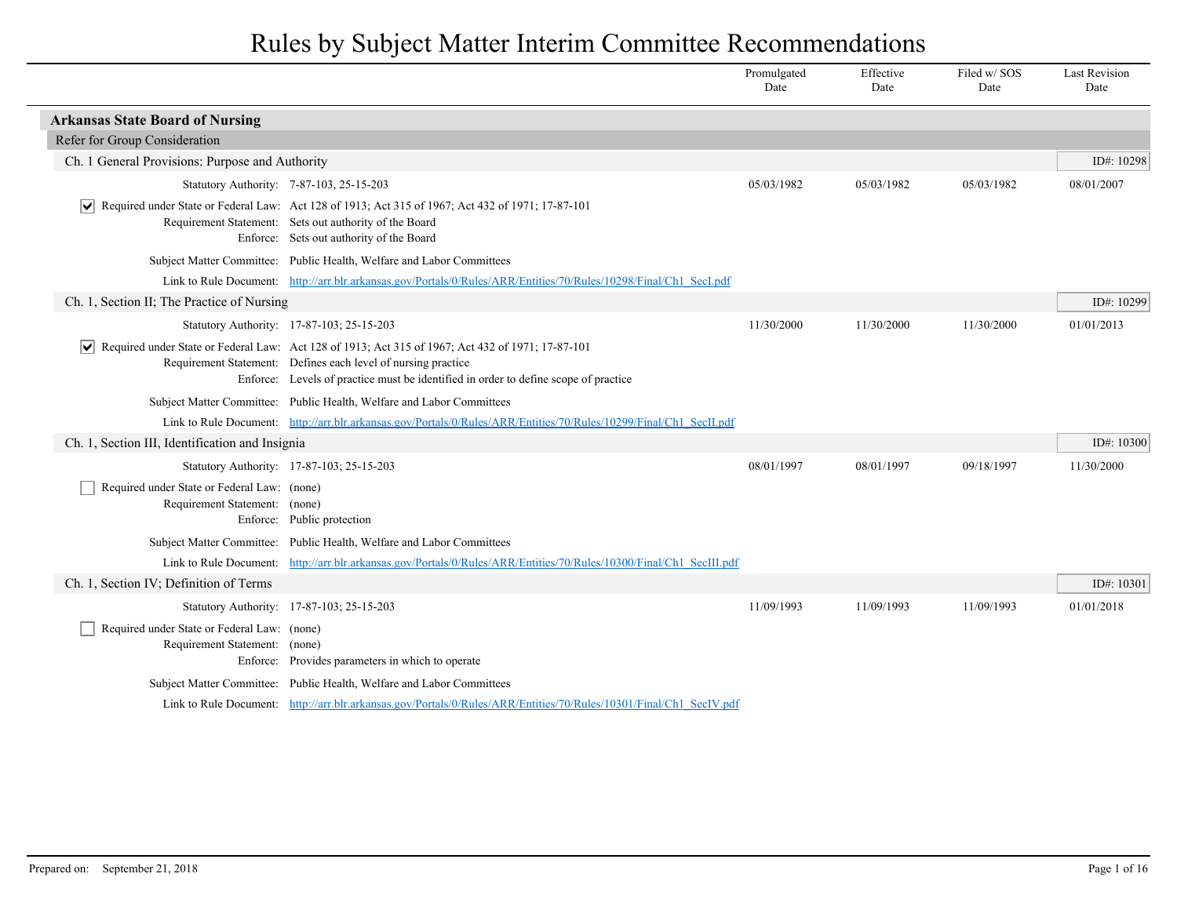# Rules by Subject Matter Interim Committee Recommendations

| | Promulgated Date | Effective Date | Filed w/ SOS Date | Last Revision Date |
|---|---|---|---|---|

## Arkansas State Board of Nursing

### Refer for Group Consideration

#### Ch. 1 General Provisions: Purpose and Authority

ID#: 10298

| | Promulgated Date | Effective Date | Filed w/ SOS Date | Last Revision Date |
|---|---|---|---|---|
| Statutory Authority: 7-87-103, 25-15-203 | 05/03/1982 | 05/03/1982 | 05/03/1982 | 08/01/2007 |

- [x] Required under State or Federal Law: Act 128 of 1913; Act 315 of 1967; Act 432 of 1971; 17-87-101

Requirement Statement: Sets out authority of the Board

Enforce: Sets out authority of the Board

Subject Matter Committee: Public Health, Welfare and Labor Committees

Link to Rule Document: http://arr.blr.arkansas.gov/Portals/0/Rules/ARR/Entities/70/Rules/10298/Final/Ch1_SecI.pdf

#### Ch. 1, Section II; The Practice of Nursing

ID#: 10299

| | Promulgated Date | Effective Date | Filed w/ SOS Date | Last Revision Date |
|---|---|---|---|---|
| Statutory Authority: 17-87-103; 25-15-203 | 11/30/2000 | 11/30/2000 | 11/30/2000 | 01/01/2013 |

- [x] Required under State or Federal Law: Act 128 of 1913; Act 315 of 1967; Act 432 of 1971; 17-87-101

Requirement Statement: Defines each level of nursing practice

Enforce: Levels of practice must be identified in order to define scope of practice

Subject Matter Committee: Public Health, Welfare and Labor Committees

Link to Rule Document: http://arr.blr.arkansas.gov/Portals/0/Rules/ARR/Entities/70/Rules/10299/Final/Ch1_SecII.pdf

#### Ch. 1, Section III, Identification and Insignia

ID#: 10300

| | Promulgated Date | Effective Date | Filed w/ SOS Date | Last Revision Date |
|---|---|---|---|---|
| Statutory Authority: 17-87-103; 25-15-203 | 08/01/1997 | 08/01/1997 | 09/18/1997 | 11/30/2000 |

- [ ] Required under State or Federal Law: (none)

Requirement Statement: (none)

Enforce: Public protection

Subject Matter Committee: Public Health, Welfare and Labor Committees

Link to Rule Document: http://arr.blr.arkansas.gov/Portals/0/Rules/ARR/Entities/70/Rules/10300/Final/Ch1_SecIII.pdf

#### Ch. 1, Section IV; Definition of Terms

ID#: 10301

| | Promulgated Date | Effective Date | Filed w/ SOS Date | Last Revision Date |
|---|---|---|---|---|
| Statutory Authority: 17-87-103; 25-15-203 | 11/09/1993 | 11/09/1993 | 11/09/1993 | 01/01/2018 |

- [ ] Required under State or Federal Law: (none)

Requirement Statement: (none)

Enforce: Provides parameters in which to operate

Subject Matter Committee: Public Health, Welfare and Labor Committees

Link to Rule Document: http://arr.blr.arkansas.gov/Portals/0/Rules/ARR/Entities/70/Rules/10301/Final/Ch1_SecIV.pdf

Prepared on: September 21, 2018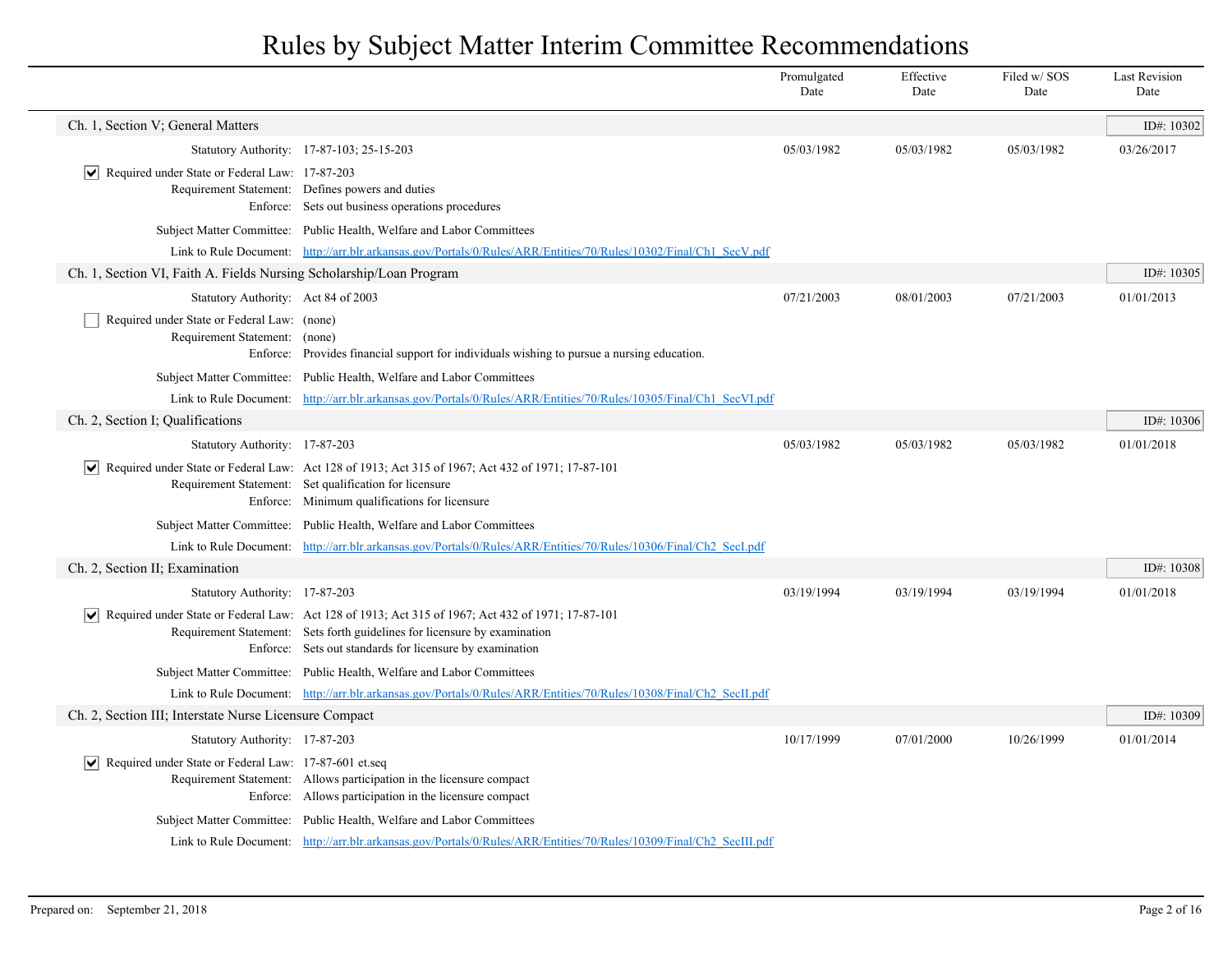# Rules by Subject Matter Interim Committee Recommendations

| | Promulgated Date | Effective Date | Filed w/ SOS Date | Last Revision Date |
|---|---|---|---|---|

## Ch. 1, Section V; General Matters

ID#: 10302

| | | Promulgated Date | Effective Date | Filed w/ SOS Date | Last Revision Date |
|---|---|---|---|---|---|
| Statutory Authority: | 17-87-103; 25-15-203 | 05/03/1982 | 05/03/1982 | 05/03/1982 | 03/26/2017 |

- [x] Required under State or Federal Law: 17-87-203
- Requirement Statement: Defines powers and duties
- Enforce: Sets out business operations procedures
- Subject Matter Committee: Public Health, Welfare and Labor Committees
- Link to Rule Document: http://arr.blr.arkansas.gov/Portals/0/Rules/ARR/Entities/70/Rules/10302/Final/Ch1_SecV.pdf

## Ch. 1, Section VI, Faith A. Fields Nursing Scholarship/Loan Program

ID#: 10305

| | | Promulgated Date | Effective Date | Filed w/ SOS Date | Last Revision Date |
|---|---|---|---|---|---|
| Statutory Authority: | Act 84 of 2003 | 07/21/2003 | 08/01/2003 | 07/21/2003 | 01/01/2013 |

- [ ] Required under State or Federal Law: (none)
- Requirement Statement: (none)
- Enforce: Provides financial support for individuals wishing to pursue a nursing education.
- Subject Matter Committee: Public Health, Welfare and Labor Committees
- Link to Rule Document: http://arr.blr.arkansas.gov/Portals/0/Rules/ARR/Entities/70/Rules/10305/Final/Ch1_SecVI.pdf

## Ch. 2, Section I; Qualifications

ID#: 10306

| | | Promulgated Date | Effective Date | Filed w/ SOS Date | Last Revision Date |
|---|---|---|---|---|---|
| Statutory Authority: | 17-87-203 | 05/03/1982 | 05/03/1982 | 05/03/1982 | 01/01/2018 |

- [x] Required under State or Federal Law: Act 128 of 1913; Act 315 of 1967; Act 432 of 1971; 17-87-101
- Requirement Statement: Set qualification for licensure
- Enforce: Minimum qualifications for licensure
- Subject Matter Committee: Public Health, Welfare and Labor Committees
- Link to Rule Document: http://arr.blr.arkansas.gov/Portals/0/Rules/ARR/Entities/70/Rules/10306/Final/Ch2_SecI.pdf

## Ch. 2, Section II; Examination

ID#: 10308

| | | Promulgated Date | Effective Date | Filed w/ SOS Date | Last Revision Date |
|---|---|---|---|---|---|
| Statutory Authority: | 17-87-203 | 03/19/1994 | 03/19/1994 | 03/19/1994 | 01/01/2018 |

- [x] Required under State or Federal Law: Act 128 of 1913; Act 315 of 1967; Act 432 of 1971; 17-87-101
- Requirement Statement: Sets forth guidelines for licensure by examination
- Enforce: Sets out standards for licensure by examination
- Subject Matter Committee: Public Health, Welfare and Labor Committees
- Link to Rule Document: http://arr.blr.arkansas.gov/Portals/0/Rules/ARR/Entities/70/Rules/10308/Final/Ch2_SecII.pdf

## Ch. 2, Section III; Interstate Nurse Licensure Compact

ID#: 10309

| | | Promulgated Date | Effective Date | Filed w/ SOS Date | Last Revision Date |
|---|---|---|---|---|---|
| Statutory Authority: | 17-87-203 | 10/17/1999 | 07/01/2000 | 10/26/1999 | 01/01/2014 |

- [x] Required under State or Federal Law: 17-87-601 et.seq
- Requirement Statement: Allows participation in the licensure compact
- Enforce: Allows participation in the licensure compact
- Subject Matter Committee: Public Health, Welfare and Labor Committees
- Link to Rule Document: http://arr.blr.arkansas.gov/Portals/0/Rules/ARR/Entities/70/Rules/10309/Final/Ch2_SecIII.pdf

Prepared on: September 21, 2018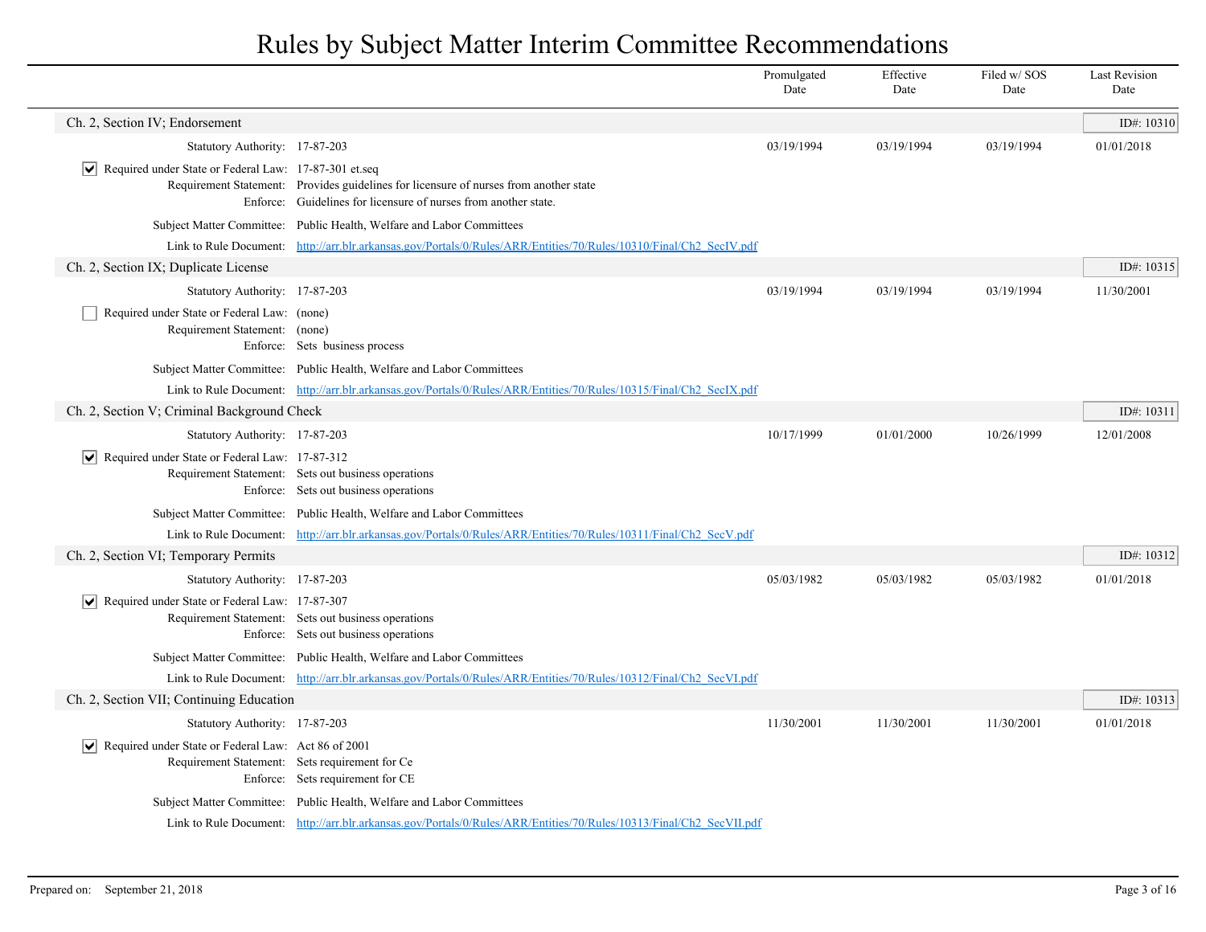# Rules by Subject Matter Interim Committee Recommendations

| | Promulgated Date | Effective Date | Filed w/ SOS Date | Last Revision Date |
|---|---|---|---|---|

## Ch. 2, Section IV; Endorsement

ID#: 10310

| | Promulgated Date | Effective Date | Filed w/ SOS Date | Last Revision Date |
|---|---|---|---|---|
| Statutory Authority: 17-87-203 | 03/19/1994 | 03/19/1994 | 03/19/1994 | 01/01/2018 |

- [x] Required under State or Federal Law: 17-87-301 et.seq

Requirement Statement: Provides guidelines for licensure of nurses from another state

Enforce: Guidelines for licensure of nurses from another state.

Subject Matter Committee: Public Health, Welfare and Labor Committees

Link to Rule Document: http://arr.blr.arkansas.gov/Portals/0/Rules/ARR/Entities/70/Rules/10310/Final/Ch2_SecIV.pdf

## Ch. 2, Section IX; Duplicate License

ID#: 10315

| | Promulgated Date | Effective Date | Filed w/ SOS Date | Last Revision Date |
|---|---|---|---|---|
| Statutory Authority: 17-87-203 | 03/19/1994 | 03/19/1994 | 03/19/1994 | 11/30/2001 |

- [ ] Required under State or Federal Law: (none)

Requirement Statement: (none)

Enforce: Sets business process

Subject Matter Committee: Public Health, Welfare and Labor Committees

Link to Rule Document: http://arr.blr.arkansas.gov/Portals/0/Rules/ARR/Entities/70/Rules/10315/Final/Ch2_SecIX.pdf

## Ch. 2, Section V; Criminal Background Check

ID#: 10311

| | Promulgated Date | Effective Date | Filed w/ SOS Date | Last Revision Date |
|---|---|---|---|---|
| Statutory Authority: 17-87-203 | 10/17/1999 | 01/01/2000 | 10/26/1999 | 12/01/2008 |

- [x] Required under State or Federal Law: 17-87-312

Requirement Statement: Sets out business operations

Enforce: Sets out business operations

Subject Matter Committee: Public Health, Welfare and Labor Committees

Link to Rule Document: http://arr.blr.arkansas.gov/Portals/0/Rules/ARR/Entities/70/Rules/10311/Final/Ch2_SecV.pdf

## Ch. 2, Section VI; Temporary Permits

ID#: 10312

| | Promulgated Date | Effective Date | Filed w/ SOS Date | Last Revision Date |
|---|---|---|---|---|
| Statutory Authority: 17-87-203 | 05/03/1982 | 05/03/1982 | 05/03/1982 | 01/01/2018 |

- [x] Required under State or Federal Law: 17-87-307

Requirement Statement: Sets out business operations

Enforce: Sets out business operations

Subject Matter Committee: Public Health, Welfare and Labor Committees

Link to Rule Document: http://arr.blr.arkansas.gov/Portals/0/Rules/ARR/Entities/70/Rules/10312/Final/Ch2_SecVI.pdf

## Ch. 2, Section VII; Continuing Education

ID#: 10313

| | Promulgated Date | Effective Date | Filed w/ SOS Date | Last Revision Date |
|---|---|---|---|---|
| Statutory Authority: 17-87-203 | 11/30/2001 | 11/30/2001 | 11/30/2001 | 01/01/2018 |

- [x] Required under State or Federal Law: Act 86 of 2001

Requirement Statement: Sets requirement for Ce

Enforce: Sets requirement for CE

Subject Matter Committee: Public Health, Welfare and Labor Committees

Link to Rule Document: http://arr.blr.arkansas.gov/Portals/0/Rules/ARR/Entities/70/Rules/10313/Final/Ch2_SecVII.pdf

Prepared on: September 21, 2018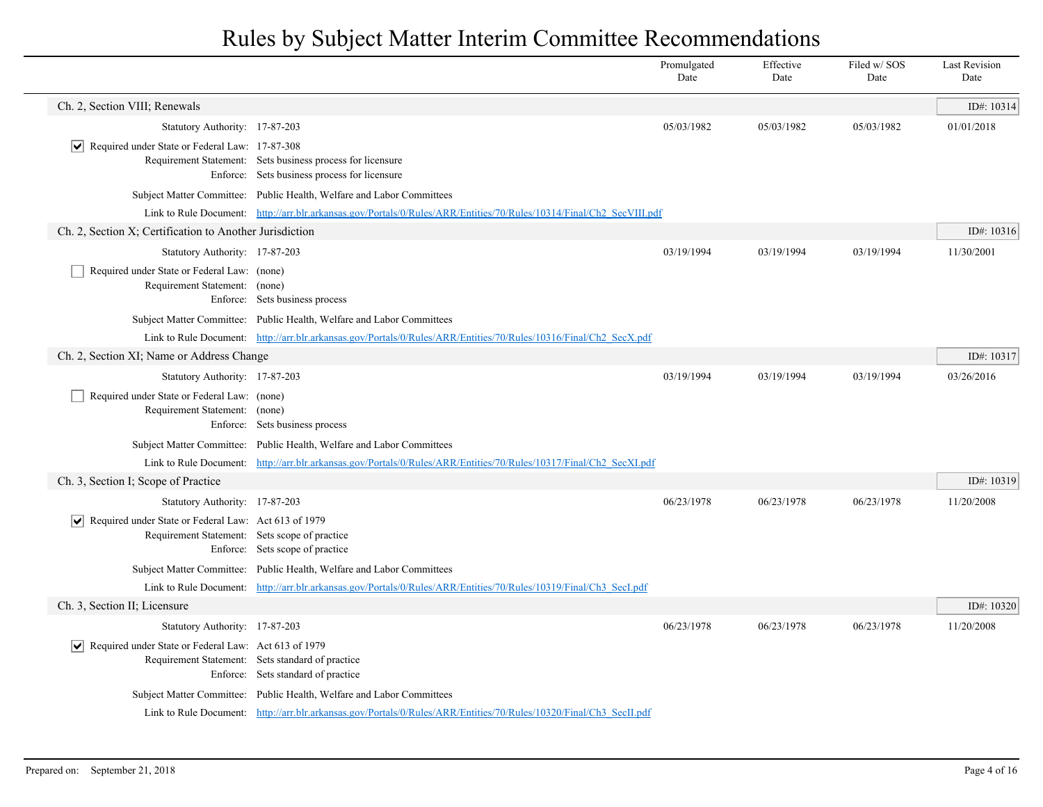# Rules by Subject Matter Interim Committee Recommendations

| | Promulgated Date | Effective Date | Filed w/ SOS Date | Last Revision Date |
|---|---|---|---|---|

## Ch. 2, Section VIII; Renewals

ID#: 10314

| | Promulgated Date | Effective Date | Filed w/ SOS Date | Last Revision Date |
|---|---|---|---|---|
| Statutory Authority: 17-87-203 | 05/03/1982 | 05/03/1982 | 05/03/1982 | 01/01/2018 |

- [x] Required under State or Federal Law: 17-87-308

Requirement Statement: Sets business process for licensure

Enforce: Sets business process for licensure

Subject Matter Committee: Public Health, Welfare and Labor Committees

Link to Rule Document: http://arr.blr.arkansas.gov/Portals/0/Rules/ARR/Entities/70/Rules/10314/Final/Ch2_SecVIII.pdf

## Ch. 2, Section X; Certification to Another Jurisdiction

ID#: 10316

| | Promulgated Date | Effective Date | Filed w/ SOS Date | Last Revision Date |
|---|---|---|---|---|
| Statutory Authority: 17-87-203 | 03/19/1994 | 03/19/1994 | 03/19/1994 | 11/30/2001 |

- [ ] Required under State or Federal Law: (none)

Requirement Statement: (none)

Enforce: Sets business process

Subject Matter Committee: Public Health, Welfare and Labor Committees

Link to Rule Document: http://arr.blr.arkansas.gov/Portals/0/Rules/ARR/Entities/70/Rules/10316/Final/Ch2_SecX.pdf

## Ch. 2, Section XI; Name or Address Change

ID#: 10317

| | Promulgated Date | Effective Date | Filed w/ SOS Date | Last Revision Date |
|---|---|---|---|---|
| Statutory Authority: 17-87-203 | 03/19/1994 | 03/19/1994 | 03/19/1994 | 03/26/2016 |

- [ ] Required under State or Federal Law: (none)

Requirement Statement: (none)

Enforce: Sets business process

Subject Matter Committee: Public Health, Welfare and Labor Committees

Link to Rule Document: http://arr.blr.arkansas.gov/Portals/0/Rules/ARR/Entities/70/Rules/10317/Final/Ch2_SecXI.pdf

## Ch. 3, Section I; Scope of Practice

ID#: 10319

| | Promulgated Date | Effective Date | Filed w/ SOS Date | Last Revision Date |
|---|---|---|---|---|
| Statutory Authority: 17-87-203 | 06/23/1978 | 06/23/1978 | 06/23/1978 | 11/20/2008 |

- [x] Required under State or Federal Law: Act 613 of 1979

Requirement Statement: Sets scope of practice

Enforce: Sets scope of practice

Subject Matter Committee: Public Health, Welfare and Labor Committees

Link to Rule Document: http://arr.blr.arkansas.gov/Portals/0/Rules/ARR/Entities/70/Rules/10319/Final/Ch3_SecI.pdf

## Ch. 3, Section II; Licensure

ID#: 10320

| | Promulgated Date | Effective Date | Filed w/ SOS Date | Last Revision Date |
|---|---|---|---|---|
| Statutory Authority: 17-87-203 | 06/23/1978 | 06/23/1978 | 06/23/1978 | 11/20/2008 |

- [x] Required under State or Federal Law: Act 613 of 1979

Requirement Statement: Sets standard of practice

Enforce: Sets standard of practice

Subject Matter Committee: Public Health, Welfare and Labor Committees

Link to Rule Document: http://arr.blr.arkansas.gov/Portals/0/Rules/ARR/Entities/70/Rules/10320/Final/Ch3_SecII.pdf

Prepared on: September 21, 2018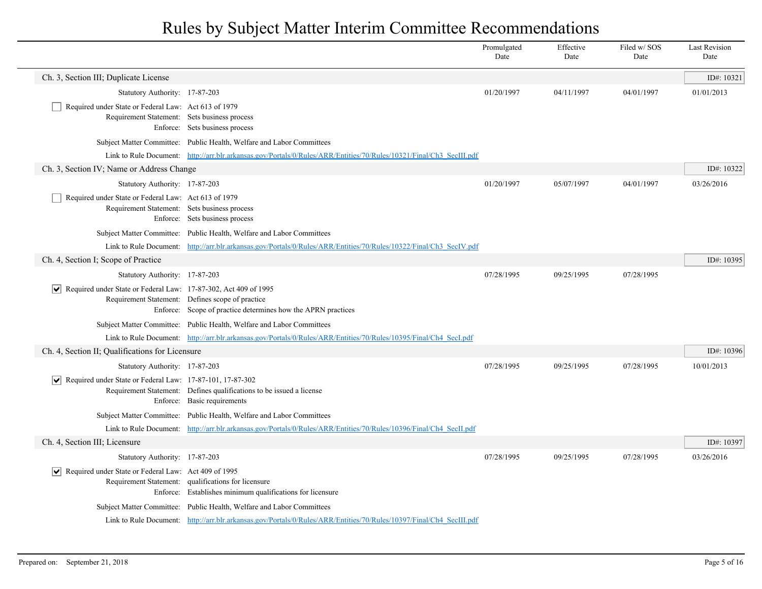# Rules by Subject Matter Interim Committee Recommendations

| | Promulgated Date | Effective Date | Filed w/ SOS Date | Last Revision Date |
|---|---|---|---|---|

## Ch. 3, Section III; Duplicate License

ID#: 10321

| | Promulgated Date | Effective Date | Filed w/ SOS Date | Last Revision Date |
|---|---|---|---|---|
| Statutory Authority: 17-87-203 | 01/20/1997 | 04/11/1997 | 04/01/1997 | 01/01/2013 |

☐ Required under State or Federal Law: Act 613 of 1979
Requirement Statement: Sets business process
Enforce: Sets business process

Subject Matter Committee: Public Health, Welfare and Labor Committees
Link to Rule Document: http://arr.blr.arkansas.gov/Portals/0/Rules/ARR/Entities/70/Rules/10321/Final/Ch3_SecIII.pdf

## Ch. 3, Section IV; Name or Address Change

ID#: 10322

| | Promulgated Date | Effective Date | Filed w/ SOS Date | Last Revision Date |
|---|---|---|---|---|
| Statutory Authority: 17-87-203 | 01/20/1997 | 05/07/1997 | 04/01/1997 | 03/26/2016 |

☐ Required under State or Federal Law: Act 613 of 1979
Requirement Statement: Sets business process
Enforce: Sets business process

Subject Matter Committee: Public Health, Welfare and Labor Committees
Link to Rule Document: http://arr.blr.arkansas.gov/Portals/0/Rules/ARR/Entities/70/Rules/10322/Final/Ch3_SecIV.pdf

## Ch. 4, Section I; Scope of Practice

ID#: 10395

| | Promulgated Date | Effective Date | Filed w/ SOS Date | Last Revision Date |
|---|---|---|---|---|
| Statutory Authority: 17-87-203 | 07/28/1995 | 09/25/1995 | 07/28/1995 | |

☑ Required under State or Federal Law: 17-87-302, Act 409 of 1995
Requirement Statement: Defines scope of practice
Enforce: Scope of practice determines how the APRN practices

Subject Matter Committee: Public Health, Welfare and Labor Committees
Link to Rule Document: http://arr.blr.arkansas.gov/Portals/0/Rules/ARR/Entities/70/Rules/10395/Final/Ch4_SecI.pdf

## Ch. 4, Section II; Qualifications for Licensure

ID#: 10396

| | Promulgated Date | Effective Date | Filed w/ SOS Date | Last Revision Date |
|---|---|---|---|---|
| Statutory Authority: 17-87-203 | 07/28/1995 | 09/25/1995 | 07/28/1995 | 10/01/2013 |

☑ Required under State or Federal Law: 17-87-101, 17-87-302
Requirement Statement: Defines qualifications to be issued a license
Enforce: Basic requirements

Subject Matter Committee: Public Health, Welfare and Labor Committees
Link to Rule Document: http://arr.blr.arkansas.gov/Portals/0/Rules/ARR/Entities/70/Rules/10396/Final/Ch4_SecII.pdf

## Ch. 4, Section III; Licensure

ID#: 10397

| | Promulgated Date | Effective Date | Filed w/ SOS Date | Last Revision Date |
|---|---|---|---|---|
| Statutory Authority: 17-87-203 | 07/28/1995 | 09/25/1995 | 07/28/1995 | 03/26/2016 |

☑ Required under State or Federal Law: Act 409 of 1995
Requirement Statement: qualifications for licensure
Enforce: Establishes minimum qualifications for licensure

Subject Matter Committee: Public Health, Welfare and Labor Committees
Link to Rule Document: http://arr.blr.arkansas.gov/Portals/0/Rules/ARR/Entities/70/Rules/10397/Final/Ch4_SecIII.pdf

Prepared on: September 21, 2018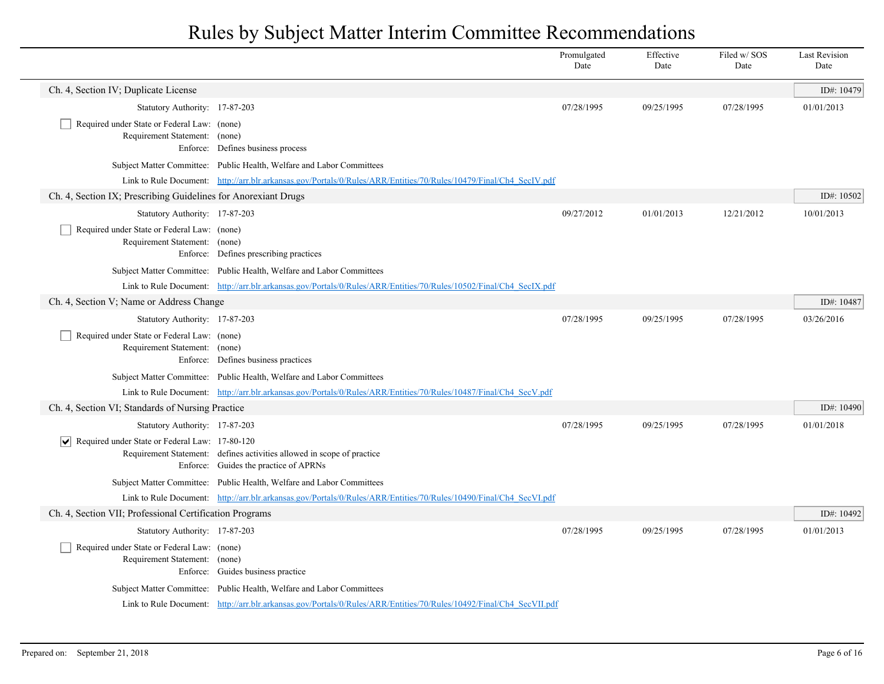# Rules by Subject Matter Interim Committee Recommendations

| | Promulgated Date | Effective Date | Filed w/ SOS Date | Last Revision Date |
|---|---|---|---|---|

## Ch. 4, Section IV; Duplicate License

ID#: 10479

| | Promulgated Date | Effective Date | Filed w/ SOS Date | Last Revision Date |
|---|---|---|---|---|
| Statutory Authority: 17-87-203 | 07/28/1995 | 09/25/1995 | 07/28/1995 | 01/01/2013 |

☐ Required under State or Federal Law: (none)
Requirement Statement: (none)
Enforce: Defines business process

Subject Matter Committee: Public Health, Welfare and Labor Committees
Link to Rule Document: http://arr.blr.arkansas.gov/Portals/0/Rules/ARR/Entities/70/Rules/10479/Final/Ch4_SecIV.pdf

## Ch. 4, Section IX; Prescribing Guidelines for Anorexiant Drugs

ID#: 10502

| | Promulgated Date | Effective Date | Filed w/ SOS Date | Last Revision Date |
|---|---|---|---|---|
| Statutory Authority: 17-87-203 | 09/27/2012 | 01/01/2013 | 12/21/2012 | 10/01/2013 |

☐ Required under State or Federal Law: (none)
Requirement Statement: (none)
Enforce: Defines prescribing practices

Subject Matter Committee: Public Health, Welfare and Labor Committees
Link to Rule Document: http://arr.blr.arkansas.gov/Portals/0/Rules/ARR/Entities/70/Rules/10502/Final/Ch4_SecIX.pdf

## Ch. 4, Section V; Name or Address Change

ID#: 10487

| | Promulgated Date | Effective Date | Filed w/ SOS Date | Last Revision Date |
|---|---|---|---|---|
| Statutory Authority: 17-87-203 | 07/28/1995 | 09/25/1995 | 07/28/1995 | 03/26/2016 |

☐ Required under State or Federal Law: (none)
Requirement Statement: (none)
Enforce: Defines business practices

Subject Matter Committee: Public Health, Welfare and Labor Committees
Link to Rule Document: http://arr.blr.arkansas.gov/Portals/0/Rules/ARR/Entities/70/Rules/10487/Final/Ch4_SecV.pdf

## Ch. 4, Section VI; Standards of Nursing Practice

ID#: 10490

| | Promulgated Date | Effective Date | Filed w/ SOS Date | Last Revision Date |
|---|---|---|---|---|
| Statutory Authority: 17-87-203 | 07/28/1995 | 09/25/1995 | 07/28/1995 | 01/01/2018 |

☑ Required under State or Federal Law: 17-80-120
Requirement Statement: defines activities allowed in scope of practice
Enforce: Guides the practice of APRNs

Subject Matter Committee: Public Health, Welfare and Labor Committees
Link to Rule Document: http://arr.blr.arkansas.gov/Portals/0/Rules/ARR/Entities/70/Rules/10490/Final/Ch4_SecVI.pdf

## Ch. 4, Section VII; Professional Certification Programs

ID#: 10492

| | Promulgated Date | Effective Date | Filed w/ SOS Date | Last Revision Date |
|---|---|---|---|---|
| Statutory Authority: 17-87-203 | 07/28/1995 | 09/25/1995 | 07/28/1995 | 01/01/2013 |

☐ Required under State or Federal Law: (none)
Requirement Statement: (none)
Enforce: Guides business practice

Subject Matter Committee: Public Health, Welfare and Labor Committees
Link to Rule Document: http://arr.blr.arkansas.gov/Portals/0/Rules/ARR/Entities/70/Rules/10492/Final/Ch4_SecVII.pdf

Prepared on: September 21, 2018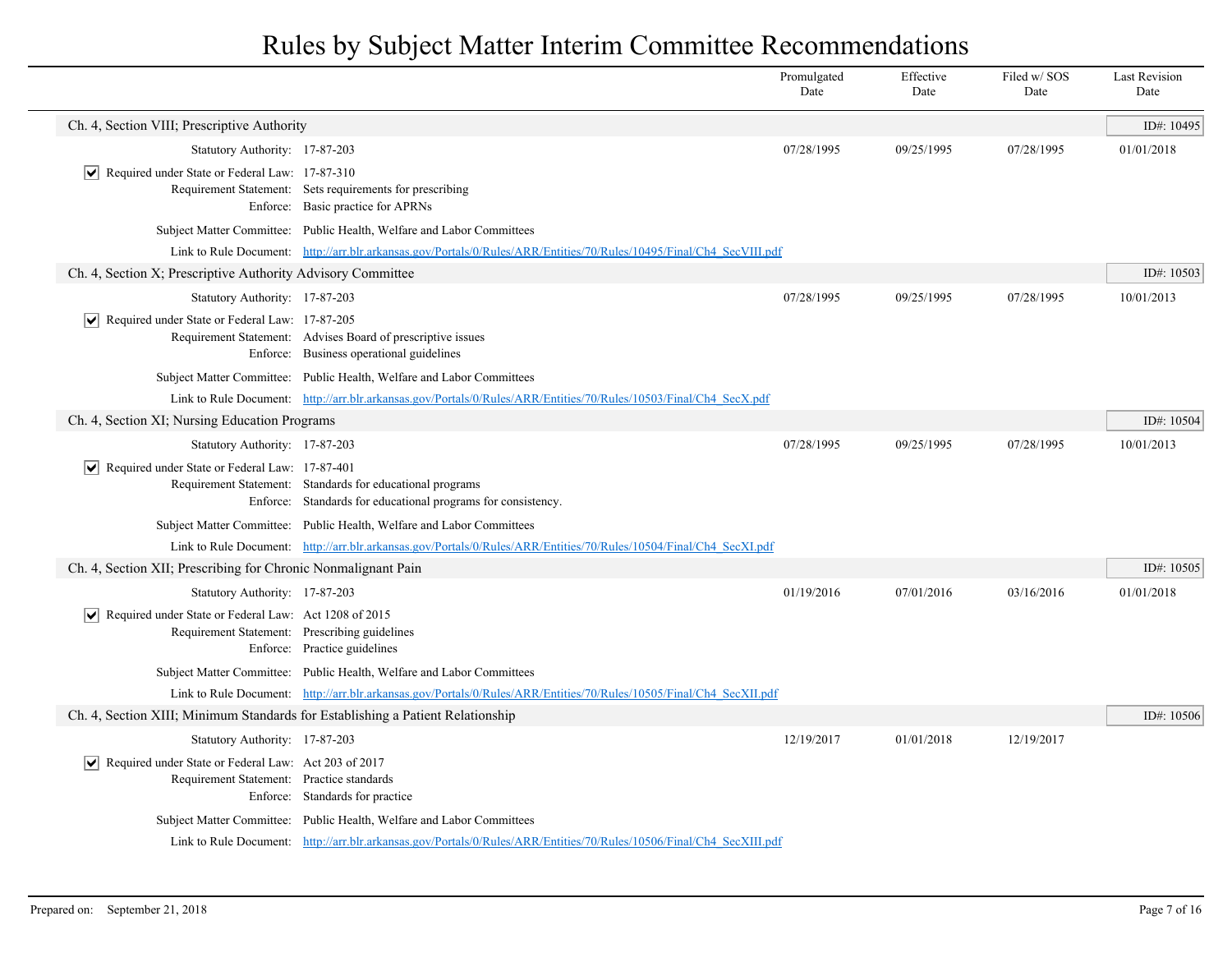# Rules by Subject Matter Interim Committee Recommendations

| | Promulgated Date | Effective Date | Filed w/ SOS Date | Last Revision Date |
|---|---|---|---|---|

## Ch. 4, Section VIII; Prescriptive Authority

ID#: 10495

| | Promulgated Date | Effective Date | Filed w/ SOS Date | Last Revision Date |
|---|---|---|---|---|
| Statutory Authority: 17-87-203 | 07/28/1995 | 09/25/1995 | 07/28/1995 | 01/01/2018 |

- [x] Required under State or Federal Law: 17-87-310

Requirement Statement: Sets requirements for prescribing

Enforce: Basic practice for APRNs

Subject Matter Committee: Public Health, Welfare and Labor Committees

Link to Rule Document: [http://arr.blr.arkansas.gov/Portals/0/Rules/ARR/Entities/70/Rules/10495/Final/Ch4_SecVIII.pdf](http://arr.blr.arkansas.gov/Portals/0/Rules/ARR/Entities/70/Rules/10495/Final/Ch4_SecVIII.pdf)

## Ch. 4, Section X; Prescriptive Authority Advisory Committee

ID#: 10503

| | Promulgated Date | Effective Date | Filed w/ SOS Date | Last Revision Date |
|---|---|---|---|---|
| Statutory Authority: 17-87-203 | 07/28/1995 | 09/25/1995 | 07/28/1995 | 10/01/2013 |

- [x] Required under State or Federal Law: 17-87-205

Requirement Statement: Advises Board of prescriptive issues

Enforce: Business operational guidelines

Subject Matter Committee: Public Health, Welfare and Labor Committees

Link to Rule Document: [http://arr.blr.arkansas.gov/Portals/0/Rules/ARR/Entities/70/Rules/10503/Final/Ch4_SecX.pdf](http://arr.blr.arkansas.gov/Portals/0/Rules/ARR/Entities/70/Rules/10503/Final/Ch4_SecX.pdf)

## Ch. 4, Section XI; Nursing Education Programs

ID#: 10504

| | Promulgated Date | Effective Date | Filed w/ SOS Date | Last Revision Date |
|---|---|---|---|---|
| Statutory Authority: 17-87-203 | 07/28/1995 | 09/25/1995 | 07/28/1995 | 10/01/2013 |

- [x] Required under State or Federal Law: 17-87-401

Requirement Statement: Standards for educational programs

Enforce: Standards for educational programs for consistency.

Subject Matter Committee: Public Health, Welfare and Labor Committees

Link to Rule Document: [http://arr.blr.arkansas.gov/Portals/0/Rules/ARR/Entities/70/Rules/10504/Final/Ch4_SecXI.pdf](http://arr.blr.arkansas.gov/Portals/0/Rules/ARR/Entities/70/Rules/10504/Final/Ch4_SecXI.pdf)

## Ch. 4, Section XII; Prescribing for Chronic Nonmalignant Pain

ID#: 10505

| | Promulgated Date | Effective Date | Filed w/ SOS Date | Last Revision Date |
|---|---|---|---|---|
| Statutory Authority: 17-87-203 | 01/19/2016 | 07/01/2016 | 03/16/2016 | 01/01/2018 |

- [x] Required under State or Federal Law: Act 1208 of 2015

Requirement Statement: Prescribing guidelines

Enforce: Practice guidelines

Subject Matter Committee: Public Health, Welfare and Labor Committees

Link to Rule Document: [http://arr.blr.arkansas.gov/Portals/0/Rules/ARR/Entities/70/Rules/10505/Final/Ch4_SecXII.pdf](http://arr.blr.arkansas.gov/Portals/0/Rules/ARR/Entities/70/Rules/10505/Final/Ch4_SecXII.pdf)

## Ch. 4, Section XIII; Minimum Standards for Establishing a Patient Relationship

ID#: 10506

| | Promulgated Date | Effective Date | Filed w/ SOS Date | Last Revision Date |
|---|---|---|---|---|
| Statutory Authority: 17-87-203 | 12/19/2017 | 01/01/2018 | 12/19/2017 | |

- [x] Required under State or Federal Law: Act 203 of 2017

Requirement Statement: Practice standards

Enforce: Standards for practice

Subject Matter Committee: Public Health, Welfare and Labor Committees

Link to Rule Document: [http://arr.blr.arkansas.gov/Portals/0/Rules/ARR/Entities/70/Rules/10506/Final/Ch4_SecXIII.pdf](http://arr.blr.arkansas.gov/Portals/0/Rules/ARR/Entities/70/Rules/10506/Final/Ch4_SecXIII.pdf)

Prepared on: September 21, 2018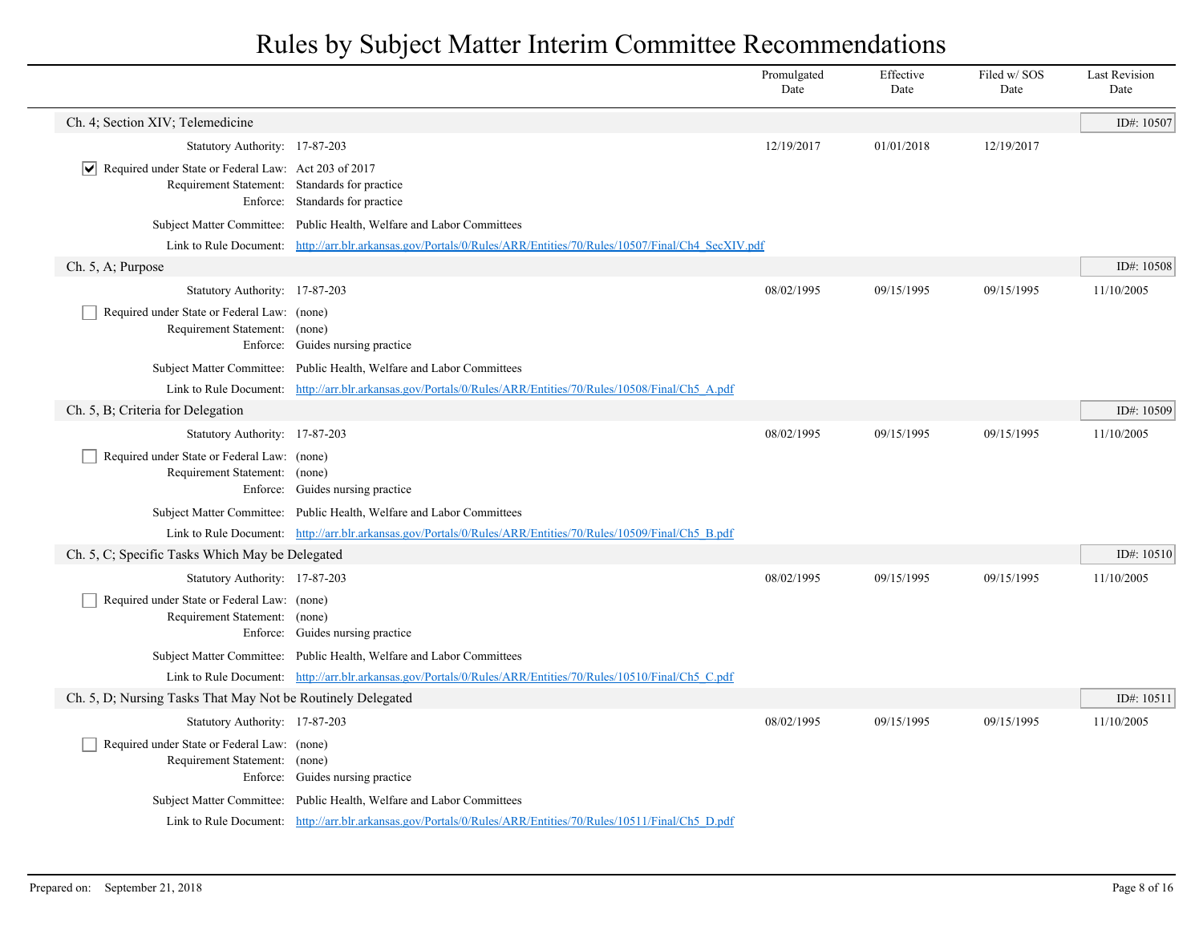# Rules by Subject Matter Interim Committee Recommendations

| | Promulgated Date | Effective Date | Filed w/ SOS Date | Last Revision Date |
|---|---|---|---|---|

## Ch. 4; Section XIV; Telemedicine

ID#: 10507

| | Promulgated Date | Effective Date | Filed w/ SOS Date | Last Revision Date |
|---|---|---|---|---|
| Statutory Authority: 17-87-203 | 12/19/2017 | 01/01/2018 | 12/19/2017 | |

- [x] Required under State or Federal Law: Act 203 of 2017

Requirement Statement: Standards for practice

Enforce: Standards for practice

Subject Matter Committee: Public Health, Welfare and Labor Committees

Link to Rule Document: http://arr.blr.arkansas.gov/Portals/0/Rules/ARR/Entities/70/Rules/10507/Final/Ch4_SecXIV.pdf

## Ch. 5, A; Purpose

ID#: 10508

| | Promulgated Date | Effective Date | Filed w/ SOS Date | Last Revision Date |
|---|---|---|---|---|
| Statutory Authority: 17-87-203 | 08/02/1995 | 09/15/1995 | 09/15/1995 | 11/10/2005 |

- [ ] Required under State or Federal Law: (none)

Requirement Statement: (none)

Enforce: Guides nursing practice

Subject Matter Committee: Public Health, Welfare and Labor Committees

Link to Rule Document: http://arr.blr.arkansas.gov/Portals/0/Rules/ARR/Entities/70/Rules/10508/Final/Ch5_A.pdf

## Ch. 5, B; Criteria for Delegation

ID#: 10509

| | Promulgated Date | Effective Date | Filed w/ SOS Date | Last Revision Date |
|---|---|---|---|---|
| Statutory Authority: 17-87-203 | 08/02/1995 | 09/15/1995 | 09/15/1995 | 11/10/2005 |

- [ ] Required under State or Federal Law: (none)

Requirement Statement: (none)

Enforce: Guides nursing practice

Subject Matter Committee: Public Health, Welfare and Labor Committees

Link to Rule Document: http://arr.blr.arkansas.gov/Portals/0/Rules/ARR/Entities/70/Rules/10509/Final/Ch5_B.pdf

## Ch. 5, C; Specific Tasks Which May be Delegated

ID#: 10510

| | Promulgated Date | Effective Date | Filed w/ SOS Date | Last Revision Date |
|---|---|---|---|---|
| Statutory Authority: 17-87-203 | 08/02/1995 | 09/15/1995 | 09/15/1995 | 11/10/2005 |

- [ ] Required under State or Federal Law: (none)

Requirement Statement: (none)

Enforce: Guides nursing practice

Subject Matter Committee: Public Health, Welfare and Labor Committees

Link to Rule Document: http://arr.blr.arkansas.gov/Portals/0/Rules/ARR/Entities/70/Rules/10510/Final/Ch5_C.pdf

## Ch. 5, D; Nursing Tasks That May Not be Routinely Delegated

ID#: 10511

| | Promulgated Date | Effective Date | Filed w/ SOS Date | Last Revision Date |
|---|---|---|---|---|
| Statutory Authority: 17-87-203 | 08/02/1995 | 09/15/1995 | 09/15/1995 | 11/10/2005 |

- [ ] Required under State or Federal Law: (none)

Requirement Statement: (none)

Enforce: Guides nursing practice

Subject Matter Committee: Public Health, Welfare and Labor Committees

Link to Rule Document: http://arr.blr.arkansas.gov/Portals/0/Rules/ARR/Entities/70/Rules/10511/Final/Ch5_D.pdf

Prepared on: September 21, 2018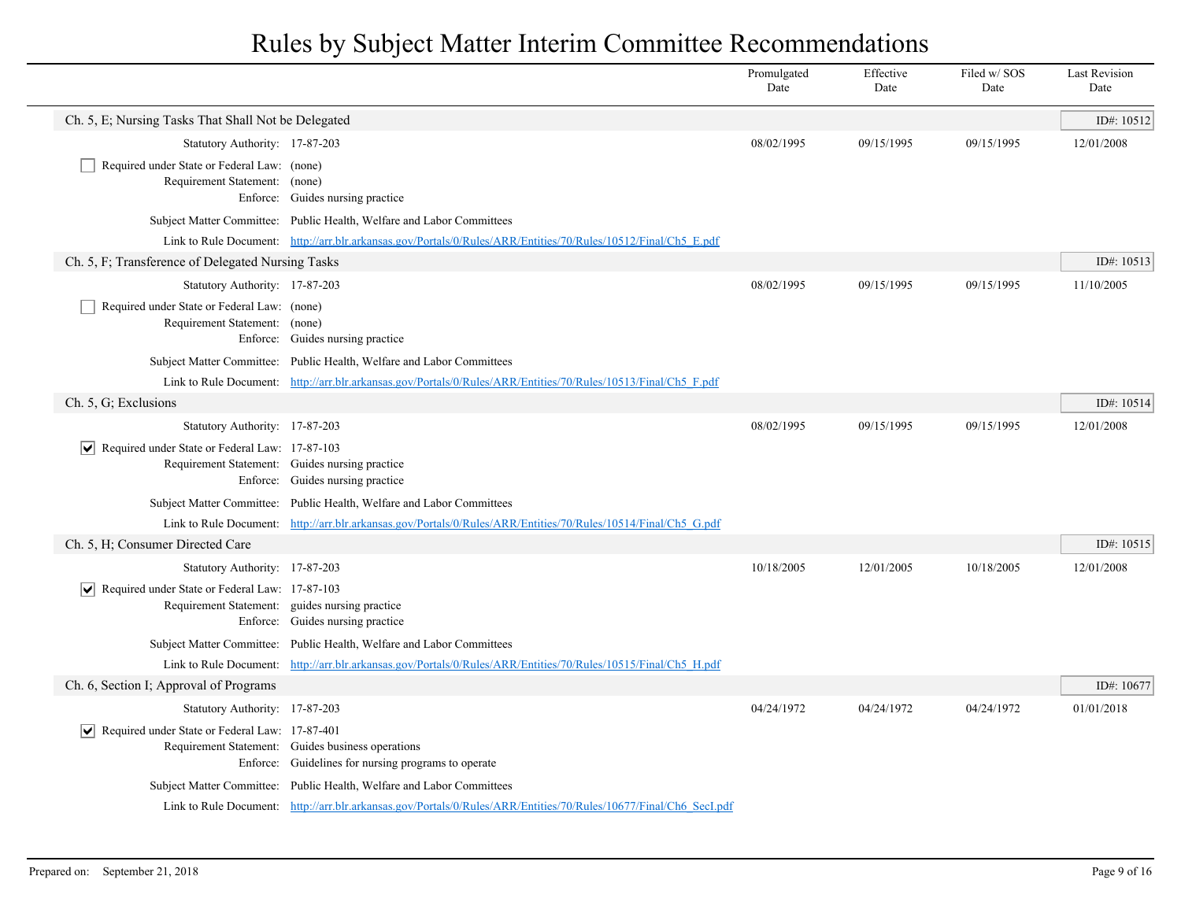# Rules by Subject Matter Interim Committee Recommendations

| | Promulgated Date | Effective Date | Filed w/ SOS Date | Last Revision Date |
|---|---|---|---|---|

## Ch. 5, E; Nursing Tasks That Shall Not be Delegated

ID#: 10512

| | Promulgated Date | Effective Date | Filed w/ SOS Date | Last Revision Date |
|---|---|---|---|---|
| Statutory Authority: 17-87-203 | 08/02/1995 | 09/15/1995 | 09/15/1995 | 12/01/2008 |

- [ ] Required under State or Federal Law: (none)

Requirement Statement: (none)

Enforce: Guides nursing practice

Subject Matter Committee: Public Health, Welfare and Labor Committees

Link to Rule Document: http://arr.blr.arkansas.gov/Portals/0/Rules/ARR/Entities/70/Rules/10512/Final/Ch5_E.pdf

## Ch. 5, F; Transference of Delegated Nursing Tasks

ID#: 10513

| | Promulgated Date | Effective Date | Filed w/ SOS Date | Last Revision Date |
|---|---|---|---|---|
| Statutory Authority: 17-87-203 | 08/02/1995 | 09/15/1995 | 09/15/1995 | 11/10/2005 |

- [ ] Required under State or Federal Law: (none)

Requirement Statement: (none)

Enforce: Guides nursing practice

Subject Matter Committee: Public Health, Welfare and Labor Committees

Link to Rule Document: http://arr.blr.arkansas.gov/Portals/0/Rules/ARR/Entities/70/Rules/10513/Final/Ch5_F.pdf

## Ch. 5, G; Exclusions

ID#: 10514

| | Promulgated Date | Effective Date | Filed w/ SOS Date | Last Revision Date |
|---|---|---|---|---|
| Statutory Authority: 17-87-203 | 08/02/1995 | 09/15/1995 | 09/15/1995 | 12/01/2008 |

- [x] Required under State or Federal Law: 17-87-103

Requirement Statement: Guides nursing practice

Enforce: Guides nursing practice

Subject Matter Committee: Public Health, Welfare and Labor Committees

Link to Rule Document: http://arr.blr.arkansas.gov/Portals/0/Rules/ARR/Entities/70/Rules/10514/Final/Ch5_G.pdf

## Ch. 5, H; Consumer Directed Care

ID#: 10515

| | Promulgated Date | Effective Date | Filed w/ SOS Date | Last Revision Date |
|---|---|---|---|---|
| Statutory Authority: 17-87-203 | 10/18/2005 | 12/01/2005 | 10/18/2005 | 12/01/2008 |

- [x] Required under State or Federal Law: 17-87-103

Requirement Statement: guides nursing practice

Enforce: Guides nursing practice

Subject Matter Committee: Public Health, Welfare and Labor Committees

Link to Rule Document: http://arr.blr.arkansas.gov/Portals/0/Rules/ARR/Entities/70/Rules/10515/Final/Ch5_H.pdf

## Ch. 6, Section I; Approval of Programs

ID#: 10677

| | Promulgated Date | Effective Date | Filed w/ SOS Date | Last Revision Date |
|---|---|---|---|---|
| Statutory Authority: 17-87-203 | 04/24/1972 | 04/24/1972 | 04/24/1972 | 01/01/2018 |

- [x] Required under State or Federal Law: 17-87-401

Requirement Statement: Guides business operations

Enforce: Guidelines for nursing programs to operate

Subject Matter Committee: Public Health, Welfare and Labor Committees

Link to Rule Document: http://arr.blr.arkansas.gov/Portals/0/Rules/ARR/Entities/70/Rules/10677/Final/Ch6_SecI.pdf

Prepared on: September 21, 2018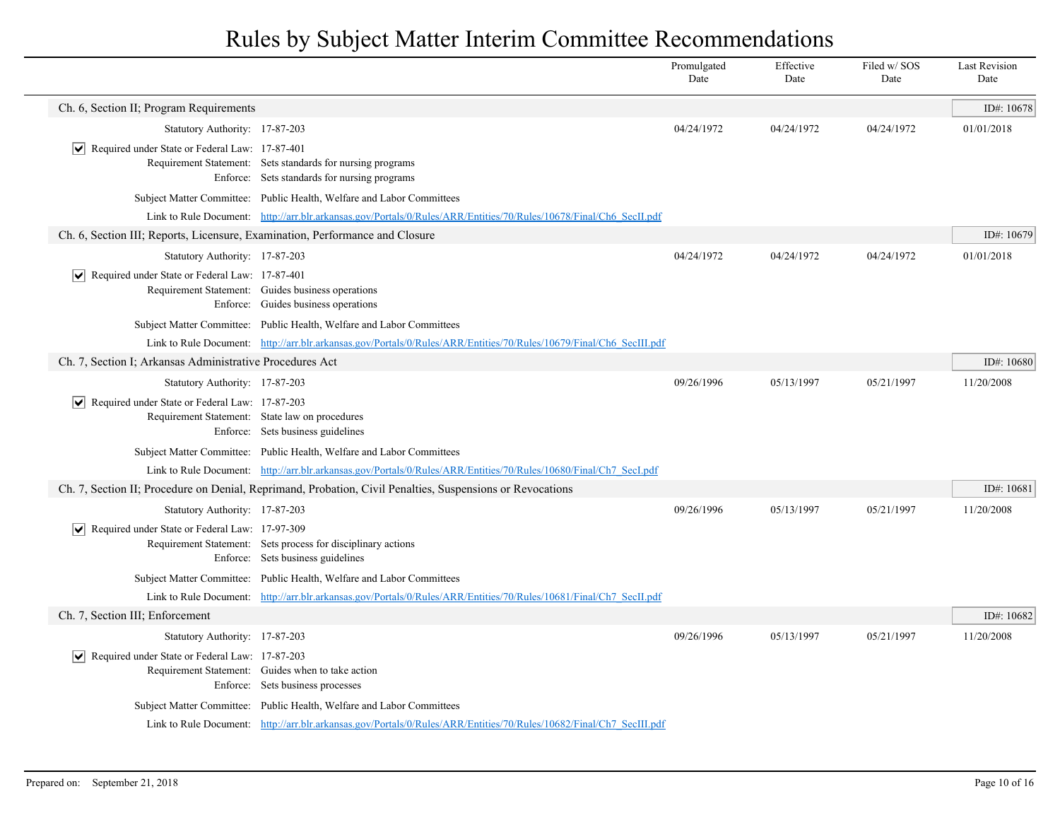# Rules by Subject Matter Interim Committee Recommendations

| | Promulgated Date | Effective Date | Filed w/ SOS Date | Last Revision Date |
|---|---|---|---|---|

## Ch. 6, Section II; Program Requirements

ID#: 10678

| | Promulgated Date | Effective Date | Filed w/ SOS Date | Last Revision Date |
|---|---|---|---|---|
| Statutory Authority: 17-87-203 | 04/24/1972 | 04/24/1972 | 04/24/1972 | 01/01/2018 |

- [x] Required under State or Federal Law: 17-87-401

Requirement Statement: Sets standards for nursing programs

Enforce: Sets standards for nursing programs

Subject Matter Committee: Public Health, Welfare and Labor Committees

Link to Rule Document: http://arr.blr.arkansas.gov/Portals/0/Rules/ARR/Entities/70/Rules/10678/Final/Ch6_SecII.pdf

## Ch. 6, Section III; Reports, Licensure, Examination, Performance and Closure

ID#: 10679

| | Promulgated Date | Effective Date | Filed w/ SOS Date | Last Revision Date |
|---|---|---|---|---|
| Statutory Authority: 17-87-203 | 04/24/1972 | 04/24/1972 | 04/24/1972 | 01/01/2018 |

- [x] Required under State or Federal Law: 17-87-401

Requirement Statement: Guides business operations

Enforce: Guides business operations

Subject Matter Committee: Public Health, Welfare and Labor Committees

Link to Rule Document: http://arr.blr.arkansas.gov/Portals/0/Rules/ARR/Entities/70/Rules/10679/Final/Ch6_SecIII.pdf

## Ch. 7, Section I; Arkansas Administrative Procedures Act

ID#: 10680

| | Promulgated Date | Effective Date | Filed w/ SOS Date | Last Revision Date |
|---|---|---|---|---|
| Statutory Authority: 17-87-203 | 09/26/1996 | 05/13/1997 | 05/21/1997 | 11/20/2008 |

- [x] Required under State or Federal Law: 17-87-203

Requirement Statement: State law on procedures

Enforce: Sets business guidelines

Subject Matter Committee: Public Health, Welfare and Labor Committees

Link to Rule Document: http://arr.blr.arkansas.gov/Portals/0/Rules/ARR/Entities/70/Rules/10680/Final/Ch7_SecI.pdf

## Ch. 7, Section II; Procedure on Denial, Reprimand, Probation, Civil Penalties, Suspensions or Revocations

ID#: 10681

| | Promulgated Date | Effective Date | Filed w/ SOS Date | Last Revision Date |
|---|---|---|---|---|
| Statutory Authority: 17-87-203 | 09/26/1996 | 05/13/1997 | 05/21/1997 | 11/20/2008 |

- [x] Required under State or Federal Law: 17-97-309

Requirement Statement: Sets process for disciplinary actions

Enforce: Sets business guidelines

Subject Matter Committee: Public Health, Welfare and Labor Committees

Link to Rule Document: http://arr.blr.arkansas.gov/Portals/0/Rules/ARR/Entities/70/Rules/10681/Final/Ch7_SecII.pdf

## Ch. 7, Section III; Enforcement

ID#: 10682

| | Promulgated Date | Effective Date | Filed w/ SOS Date | Last Revision Date |
|---|---|---|---|---|
| Statutory Authority: 17-87-203 | 09/26/1996 | 05/13/1997 | 05/21/1997 | 11/20/2008 |

- [x] Required under State or Federal Law: 17-87-203

Requirement Statement: Guides when to take action

Enforce: Sets business processes

Subject Matter Committee: Public Health, Welfare and Labor Committees

Link to Rule Document: http://arr.blr.arkansas.gov/Portals/0/Rules/ARR/Entities/70/Rules/10682/Final/Ch7_SecIII.pdf

Prepared on: September 21, 2018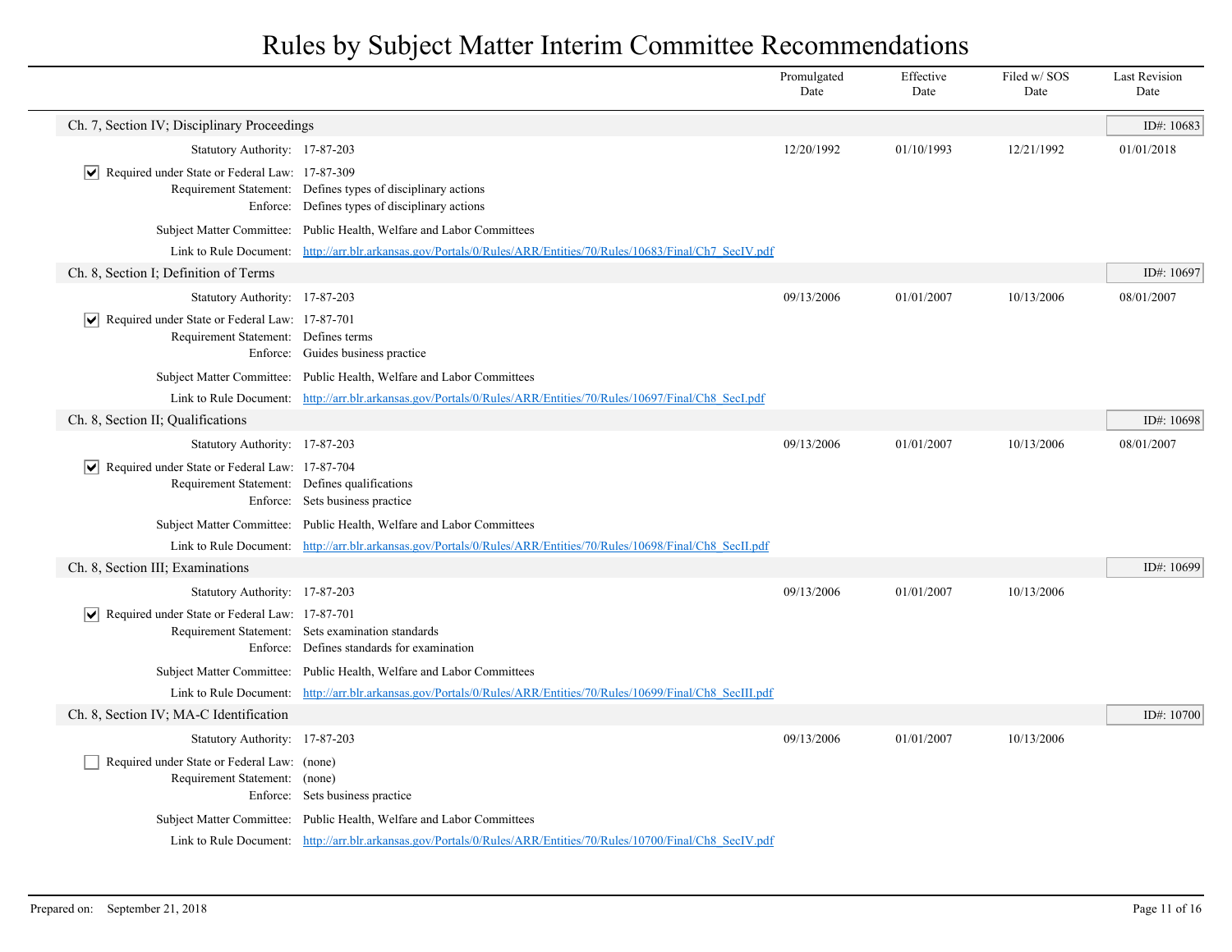# Rules by Subject Matter Interim Committee Recommendations

| | Promulgated Date | Effective Date | Filed w/ SOS Date | Last Revision Date |
|---|---|---|---|---|

## Ch. 7, Section IV; Disciplinary Proceedings

ID#: 10683

| | | Promulgated Date | Effective Date | Filed w/ SOS Date | Last Revision Date |
|---|---|---|---|---|---|
| Statutory Authority: | 17-87-203 | 12/20/1992 | 01/10/1993 | 12/21/1992 | 01/01/2018 |

- [x] Required under State or Federal Law: 17-87-309

Requirement Statement: Defines types of disciplinary actions

Enforce: Defines types of disciplinary actions

Subject Matter Committee: Public Health, Welfare and Labor Committees

Link to Rule Document: http://arr.blr.arkansas.gov/Portals/0/Rules/ARR/Entities/70/Rules/10683/Final/Ch7_SecIV.pdf

## Ch. 8, Section I; Definition of Terms

ID#: 10697

| | | Promulgated Date | Effective Date | Filed w/ SOS Date | Last Revision Date |
|---|---|---|---|---|---|
| Statutory Authority: | 17-87-203 | 09/13/2006 | 01/01/2007 | 10/13/2006 | 08/01/2007 |

- [x] Required under State or Federal Law: 17-87-701

Requirement Statement: Defines terms

Enforce: Guides business practice

Subject Matter Committee: Public Health, Welfare and Labor Committees

Link to Rule Document: http://arr.blr.arkansas.gov/Portals/0/Rules/ARR/Entities/70/Rules/10697/Final/Ch8_SecI.pdf

## Ch. 8, Section II; Qualifications

ID#: 10698

| | | Promulgated Date | Effective Date | Filed w/ SOS Date | Last Revision Date |
|---|---|---|---|---|---|
| Statutory Authority: | 17-87-203 | 09/13/2006 | 01/01/2007 | 10/13/2006 | 08/01/2007 |

- [x] Required under State or Federal Law: 17-87-704

Requirement Statement: Defines qualifications

Enforce: Sets business practice

Subject Matter Committee: Public Health, Welfare and Labor Committees

Link to Rule Document: http://arr.blr.arkansas.gov/Portals/0/Rules/ARR/Entities/70/Rules/10698/Final/Ch8_SecII.pdf

## Ch. 8, Section III; Examinations

ID#: 10699

| | | Promulgated Date | Effective Date | Filed w/ SOS Date | Last Revision Date |
|---|---|---|---|---|---|
| Statutory Authority: | 17-87-203 | 09/13/2006 | 01/01/2007 | 10/13/2006 | |

- [x] Required under State or Federal Law: 17-87-701

Requirement Statement: Sets examination standards

Enforce: Defines standards for examination

Subject Matter Committee: Public Health, Welfare and Labor Committees

Link to Rule Document: http://arr.blr.arkansas.gov/Portals/0/Rules/ARR/Entities/70/Rules/10699/Final/Ch8_SecIII.pdf

## Ch. 8, Section IV; MA-C Identification

ID#: 10700

| | | Promulgated Date | Effective Date | Filed w/ SOS Date | Last Revision Date |
|---|---|---|---|---|---|
| Statutory Authority: | 17-87-203 | 09/13/2006 | 01/01/2007 | 10/13/2006 | |

- [ ] Required under State or Federal Law: (none)

Requirement Statement: (none)

Enforce: Sets business practice

Subject Matter Committee: Public Health, Welfare and Labor Committees

Link to Rule Document: http://arr.blr.arkansas.gov/Portals/0/Rules/ARR/Entities/70/Rules/10700/Final/Ch8_SecIV.pdf

Prepared on: September 21, 2018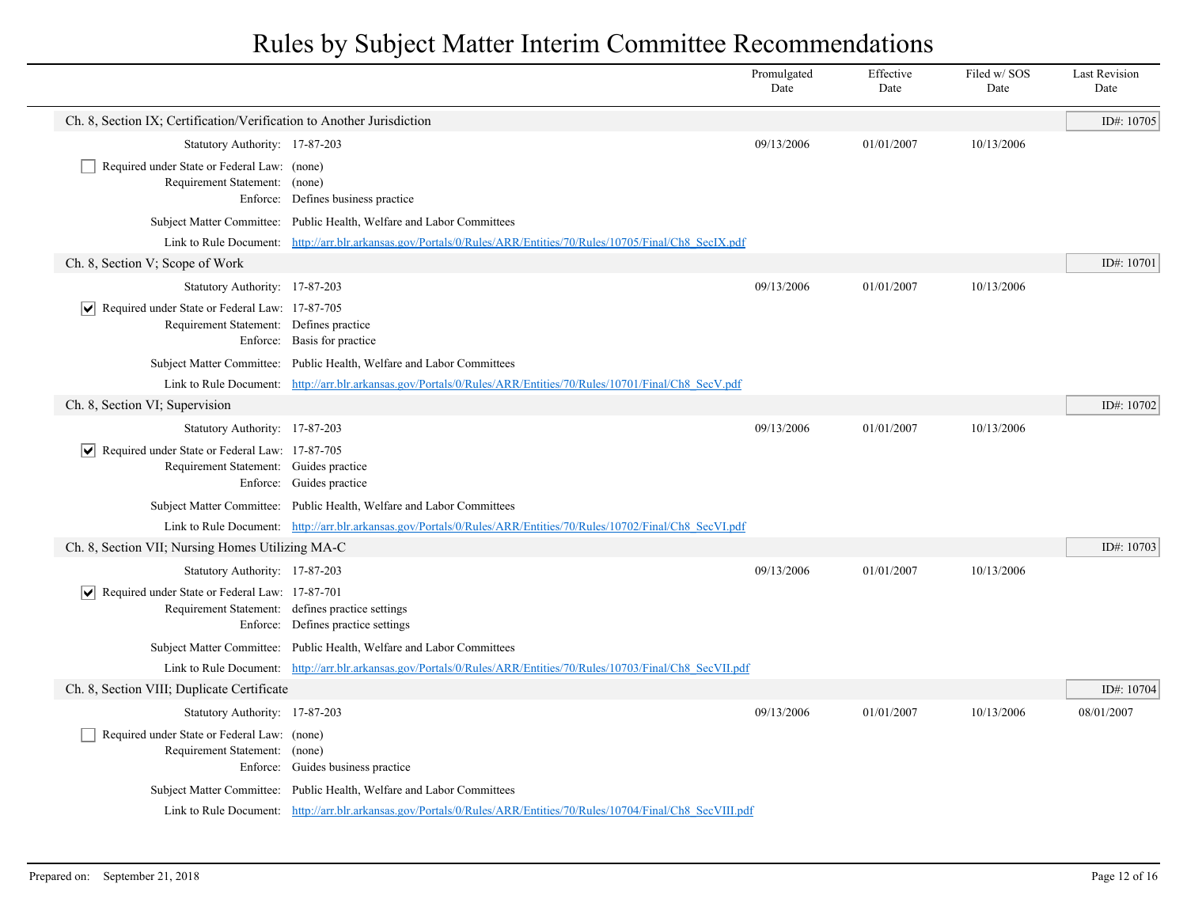# Rules by Subject Matter Interim Committee Recommendations

| | Promulgated Date | Effective Date | Filed w/ SOS Date | Last Revision Date |
|---|---|---|---|---|

## Ch. 8, Section IX; Certification/Verification to Another Jurisdiction

ID#: 10705

| | Promulgated Date | Effective Date | Filed w/ SOS Date | Last Revision Date |
|---|---|---|---|---|
| Statutory Authority: 17-87-203 | 09/13/2006 | 01/01/2007 | 10/13/2006 | |

- [ ] Required under State or Federal Law: (none)

Requirement Statement: (none)

Enforce: Defines business practice

Subject Matter Committee: Public Health, Welfare and Labor Committees

Link to Rule Document: http://arr.blr.arkansas.gov/Portals/0/Rules/ARR/Entities/70/Rules/10705/Final/Ch8_SecIX.pdf

## Ch. 8, Section V; Scope of Work

ID#: 10701

| | Promulgated Date | Effective Date | Filed w/ SOS Date | Last Revision Date |
|---|---|---|---|---|
| Statutory Authority: 17-87-203 | 09/13/2006 | 01/01/2007 | 10/13/2006 | |

- [x] Required under State or Federal Law: 17-87-705

Requirement Statement: Defines practice

Enforce: Basis for practice

Subject Matter Committee: Public Health, Welfare and Labor Committees

Link to Rule Document: http://arr.blr.arkansas.gov/Portals/0/Rules/ARR/Entities/70/Rules/10701/Final/Ch8_SecV.pdf

## Ch. 8, Section VI; Supervision

ID#: 10702

| | Promulgated Date | Effective Date | Filed w/ SOS Date | Last Revision Date |
|---|---|---|---|---|
| Statutory Authority: 17-87-203 | 09/13/2006 | 01/01/2007 | 10/13/2006 | |

- [x] Required under State or Federal Law: 17-87-705

Requirement Statement: Guides practice

Enforce: Guides practice

Subject Matter Committee: Public Health, Welfare and Labor Committees

Link to Rule Document: http://arr.blr.arkansas.gov/Portals/0/Rules/ARR/Entities/70/Rules/10702/Final/Ch8_SecVI.pdf

## Ch. 8, Section VII; Nursing Homes Utilizing MA-C

ID#: 10703

| | Promulgated Date | Effective Date | Filed w/ SOS Date | Last Revision Date |
|---|---|---|---|---|
| Statutory Authority: 17-87-203 | 09/13/2006 | 01/01/2007 | 10/13/2006 | |

- [x] Required under State or Federal Law: 17-87-701

Requirement Statement: defines practice settings

Enforce: Defines practice settings

Subject Matter Committee: Public Health, Welfare and Labor Committees

Link to Rule Document: http://arr.blr.arkansas.gov/Portals/0/Rules/ARR/Entities/70/Rules/10703/Final/Ch8_SecVII.pdf

## Ch. 8, Section VIII; Duplicate Certificate

ID#: 10704

| | Promulgated Date | Effective Date | Filed w/ SOS Date | Last Revision Date |
|---|---|---|---|---|
| Statutory Authority: 17-87-203 | 09/13/2006 | 01/01/2007 | 10/13/2006 | 08/01/2007 |

- [ ] Required under State or Federal Law: (none)

Requirement Statement: (none)

Enforce: Guides business practice

Subject Matter Committee: Public Health, Welfare and Labor Committees

Link to Rule Document: http://arr.blr.arkansas.gov/Portals/0/Rules/ARR/Entities/70/Rules/10704/Final/Ch8_SecVIII.pdf

Prepared on: September 21, 2018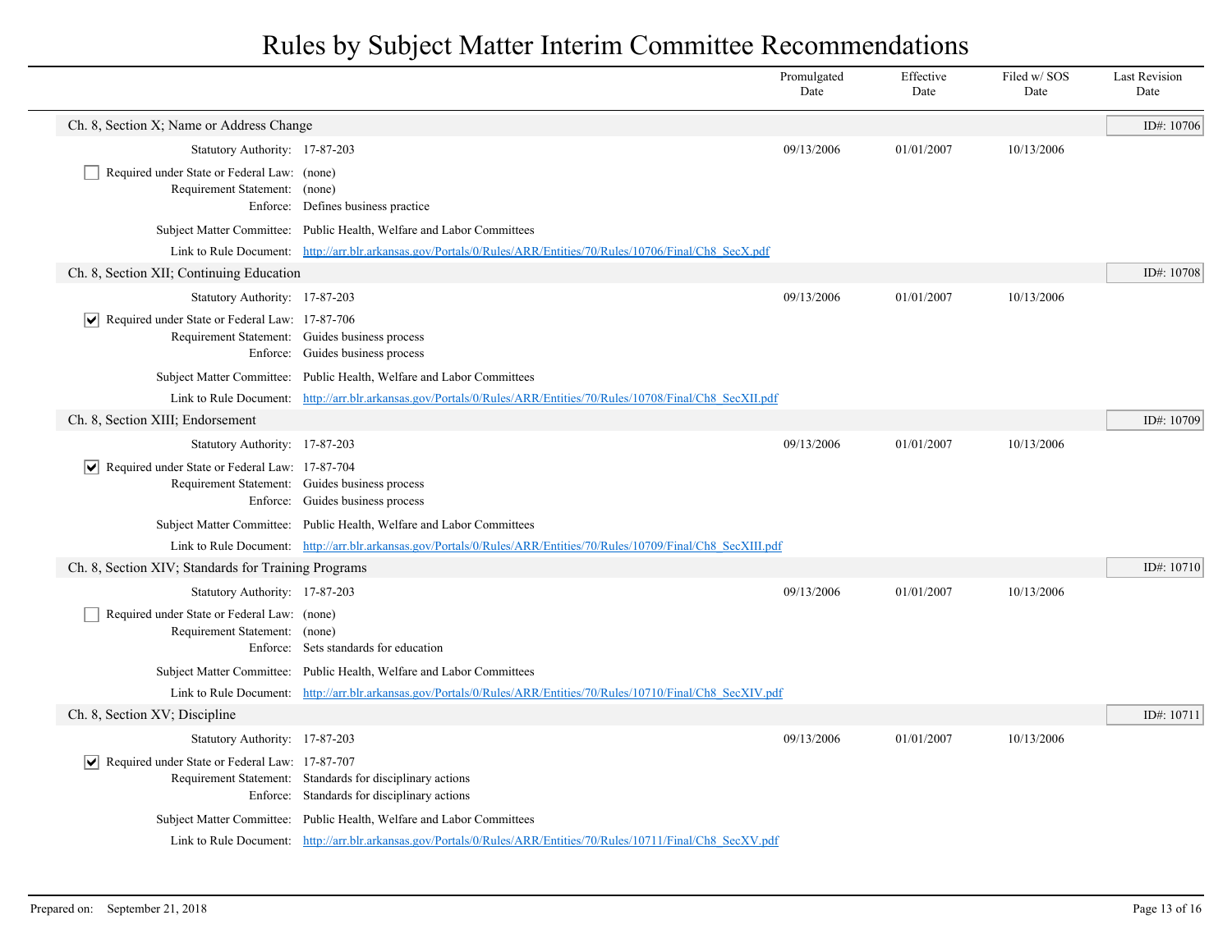# Rules by Subject Matter Interim Committee Recommendations

| | Promulgated Date | Effective Date | Filed w/ SOS Date | Last Revision Date |
|---|---|---|---|---|

## Ch. 8, Section X; Name or Address Change

ID#: 10706

| | Promulgated Date | Effective Date | Filed w/ SOS Date | Last Revision Date |
|---|---|---|---|---|
| Statutory Authority: 17-87-203 | 09/13/2006 | 01/01/2007 | 10/13/2006 | |

- [ ] Required under State or Federal Law: (none)

Requirement Statement: (none)

Enforce: Defines business practice

Subject Matter Committee: Public Health, Welfare and Labor Committees

Link to Rule Document: http://arr.blr.arkansas.gov/Portals/0/Rules/ARR/Entities/70/Rules/10706/Final/Ch8_SecX.pdf

## Ch. 8, Section XII; Continuing Education

ID#: 10708

| | Promulgated Date | Effective Date | Filed w/ SOS Date | Last Revision Date |
|---|---|---|---|---|
| Statutory Authority: 17-87-203 | 09/13/2006 | 01/01/2007 | 10/13/2006 | |

- [x] Required under State or Federal Law: 17-87-706

Requirement Statement: Guides business process

Enforce: Guides business process

Subject Matter Committee: Public Health, Welfare and Labor Committees

Link to Rule Document: http://arr.blr.arkansas.gov/Portals/0/Rules/ARR/Entities/70/Rules/10708/Final/Ch8_SecXII.pdf

## Ch. 8, Section XIII; Endorsement

ID#: 10709

| | Promulgated Date | Effective Date | Filed w/ SOS Date | Last Revision Date |
|---|---|---|---|---|
| Statutory Authority: 17-87-203 | 09/13/2006 | 01/01/2007 | 10/13/2006 | |

- [x] Required under State or Federal Law: 17-87-704

Requirement Statement: Guides business process

Enforce: Guides business process

Subject Matter Committee: Public Health, Welfare and Labor Committees

Link to Rule Document: http://arr.blr.arkansas.gov/Portals/0/Rules/ARR/Entities/70/Rules/10709/Final/Ch8_SecXIII.pdf

## Ch. 8, Section XIV; Standards for Training Programs

ID#: 10710

| | Promulgated Date | Effective Date | Filed w/ SOS Date | Last Revision Date |
|---|---|---|---|---|
| Statutory Authority: 17-87-203 | 09/13/2006 | 01/01/2007 | 10/13/2006 | |

- [ ] Required under State or Federal Law: (none)

Requirement Statement: (none)

Enforce: Sets standards for education

Subject Matter Committee: Public Health, Welfare and Labor Committees

Link to Rule Document: http://arr.blr.arkansas.gov/Portals/0/Rules/ARR/Entities/70/Rules/10710/Final/Ch8_SecXIV.pdf

## Ch. 8, Section XV; Discipline

ID#: 10711

| | Promulgated Date | Effective Date | Filed w/ SOS Date | Last Revision Date |
|---|---|---|---|---|
| Statutory Authority: 17-87-203 | 09/13/2006 | 01/01/2007 | 10/13/2006 | |

- [x] Required under State or Federal Law: 17-87-707

Requirement Statement: Standards for disciplinary actions

Enforce: Standards for disciplinary actions

Subject Matter Committee: Public Health, Welfare and Labor Committees

Link to Rule Document: http://arr.blr.arkansas.gov/Portals/0/Rules/ARR/Entities/70/Rules/10711/Final/Ch8_SecXV.pdf

Prepared on: September 21, 2018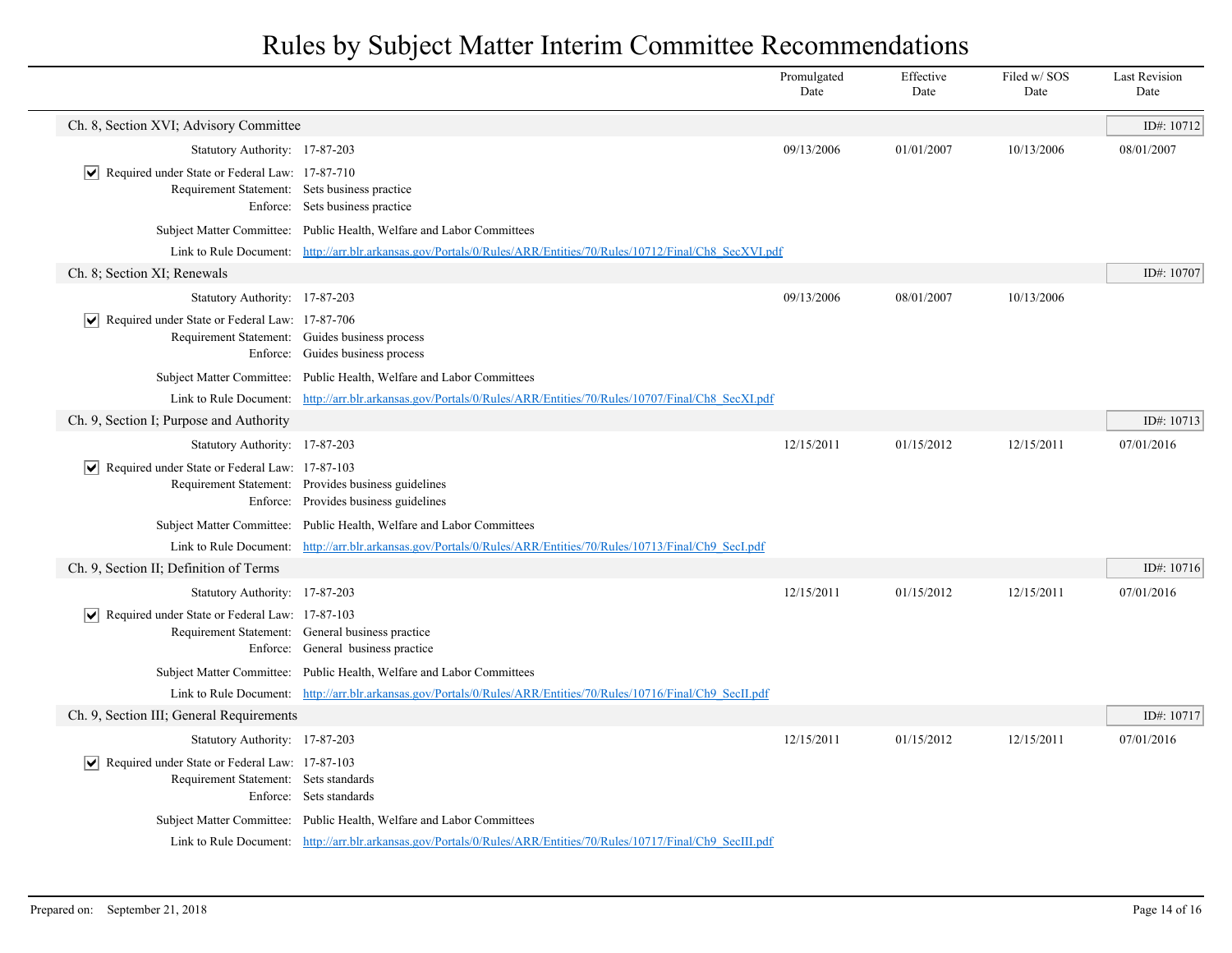# Rules by Subject Matter Interim Committee Recommendations

| | Promulgated Date | Effective Date | Filed w/ SOS Date | Last Revision Date |
|---|---|---|---|---|

## Ch. 8, Section XVI; Advisory Committee

ID#: 10712

| | | Promulgated Date | Effective Date | Filed w/ SOS Date | Last Revision Date |
|---|---|---|---|---|---|
| Statutory Authority: | 17-87-203 | 09/13/2006 | 01/01/2007 | 10/13/2006 | 08/01/2007 |

☑ Required under State or Federal Law: 17-87-710
Requirement Statement: Sets business practice
Enforce: Sets business practice

Subject Matter Committee: Public Health, Welfare and Labor Committees

Link to Rule Document: [http://arr.blr.arkansas.gov/Portals/0/Rules/ARR/Entities/70/Rules/10712/Final/Ch8_SecXVI.pdf](http://arr.blr.arkansas.gov/Portals/0/Rules/ARR/Entities/70/Rules/10712/Final/Ch8_SecXVI.pdf)

## Ch. 8; Section XI; Renewals

ID#: 10707

| | | Promulgated Date | Effective Date | Filed w/ SOS Date | Last Revision Date |
|---|---|---|---|---|---|
| Statutory Authority: | 17-87-203 | 09/13/2006 | 08/01/2007 | 10/13/2006 | |

☑ Required under State or Federal Law: 17-87-706
Requirement Statement: Guides business process
Enforce: Guides business process

Subject Matter Committee: Public Health, Welfare and Labor Committees

Link to Rule Document: [http://arr.blr.arkansas.gov/Portals/0/Rules/ARR/Entities/70/Rules/10707/Final/Ch8_SecXI.pdf](http://arr.blr.arkansas.gov/Portals/0/Rules/ARR/Entities/70/Rules/10707/Final/Ch8_SecXI.pdf)

## Ch. 9, Section I; Purpose and Authority

ID#: 10713

| | | Promulgated Date | Effective Date | Filed w/ SOS Date | Last Revision Date |
|---|---|---|---|---|---|
| Statutory Authority: | 17-87-203 | 12/15/2011 | 01/15/2012 | 12/15/2011 | 07/01/2016 |

☑ Required under State or Federal Law: 17-87-103
Requirement Statement: Provides business guidelines
Enforce: Provides business guidelines

Subject Matter Committee: Public Health, Welfare and Labor Committees

Link to Rule Document: [http://arr.blr.arkansas.gov/Portals/0/Rules/ARR/Entities/70/Rules/10713/Final/Ch9_SecI.pdf](http://arr.blr.arkansas.gov/Portals/0/Rules/ARR/Entities/70/Rules/10713/Final/Ch9_SecI.pdf)

## Ch. 9, Section II; Definition of Terms

ID#: 10716

| | | Promulgated Date | Effective Date | Filed w/ SOS Date | Last Revision Date |
|---|---|---|---|---|---|
| Statutory Authority: | 17-87-203 | 12/15/2011 | 01/15/2012 | 12/15/2011 | 07/01/2016 |

☑ Required under State or Federal Law: 17-87-103
Requirement Statement: General business practice
Enforce: General business practice

Subject Matter Committee: Public Health, Welfare and Labor Committees

Link to Rule Document: [http://arr.blr.arkansas.gov/Portals/0/Rules/ARR/Entities/70/Rules/10716/Final/Ch9_SecII.pdf](http://arr.blr.arkansas.gov/Portals/0/Rules/ARR/Entities/70/Rules/10716/Final/Ch9_SecII.pdf)

## Ch. 9, Section III; General Requirements

ID#: 10717

| | | Promulgated Date | Effective Date | Filed w/ SOS Date | Last Revision Date |
|---|---|---|---|---|---|
| Statutory Authority: | 17-87-203 | 12/15/2011 | 01/15/2012 | 12/15/2011 | 07/01/2016 |

☑ Required under State or Federal Law: 17-87-103
Requirement Statement: Sets standards
Enforce: Sets standards

Subject Matter Committee: Public Health, Welfare and Labor Committees

Link to Rule Document: [http://arr.blr.arkansas.gov/Portals/0/Rules/ARR/Entities/70/Rules/10717/Final/Ch9_SecIII.pdf](http://arr.blr.arkansas.gov/Portals/0/Rules/ARR/Entities/70/Rules/10717/Final/Ch9_SecIII.pdf)

Prepared on: September 21, 2018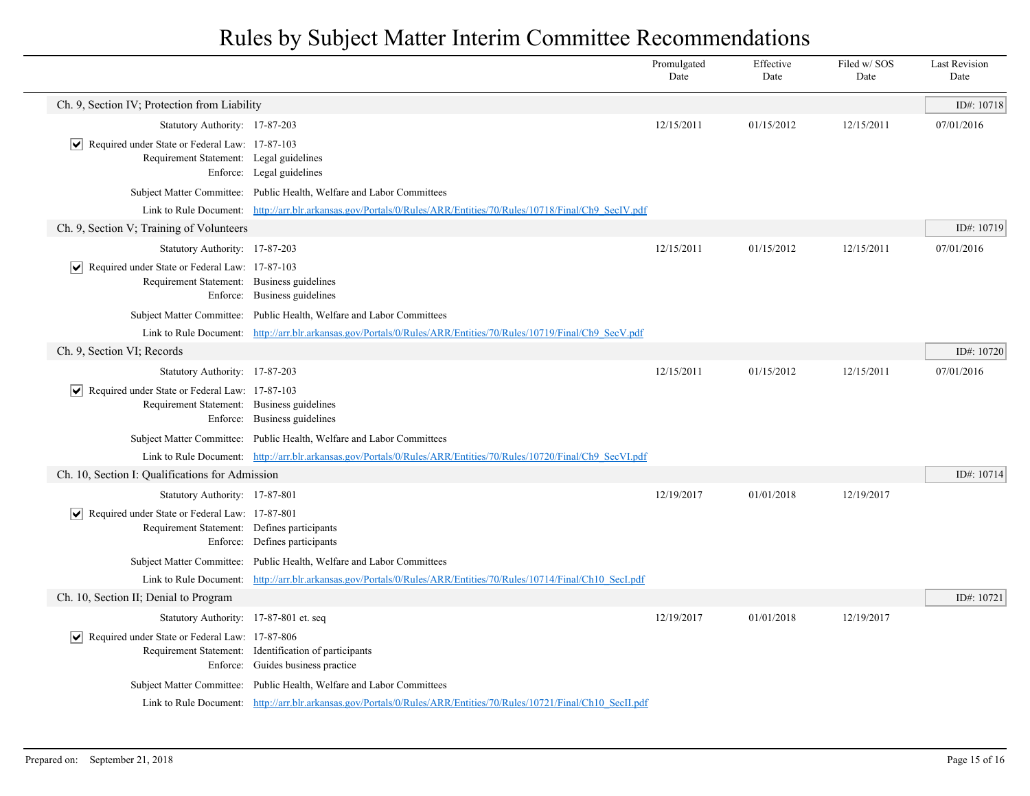# Rules by Subject Matter Interim Committee Recommendations

| | Promulgated Date | Effective Date | Filed w/ SOS Date | Last Revision Date |
|---|---|---|---|---|

## Ch. 9, Section IV; Protection from Liability

ID#: 10718

| | Promulgated Date | Effective Date | Filed w/ SOS Date | Last Revision Date |
|---|---|---|---|---|
| Statutory Authority: 17-87-203 | 12/15/2011 | 01/15/2012 | 12/15/2011 | 07/01/2016 |

☑ Required under State or Federal Law: 17-87-103
Requirement Statement: Legal guidelines
Enforce: Legal guidelines

Subject Matter Committee: Public Health, Welfare and Labor Committees

Link to Rule Document: http://arr.blr.arkansas.gov/Portals/0/Rules/ARR/Entities/70/Rules/10718/Final/Ch9_SecIV.pdf

## Ch. 9, Section V; Training of Volunteers

ID#: 10719

| | Promulgated Date | Effective Date | Filed w/ SOS Date | Last Revision Date |
|---|---|---|---|---|
| Statutory Authority: 17-87-203 | 12/15/2011 | 01/15/2012 | 12/15/2011 | 07/01/2016 |

☑ Required under State or Federal Law: 17-87-103
Requirement Statement: Business guidelines
Enforce: Business guidelines

Subject Matter Committee: Public Health, Welfare and Labor Committees

Link to Rule Document: http://arr.blr.arkansas.gov/Portals/0/Rules/ARR/Entities/70/Rules/10719/Final/Ch9_SecV.pdf

## Ch. 9, Section VI; Records

ID#: 10720

| | Promulgated Date | Effective Date | Filed w/ SOS Date | Last Revision Date |
|---|---|---|---|---|
| Statutory Authority: 17-87-203 | 12/15/2011 | 01/15/2012 | 12/15/2011 | 07/01/2016 |

☑ Required under State or Federal Law: 17-87-103
Requirement Statement: Business guidelines
Enforce: Business guidelines

Subject Matter Committee: Public Health, Welfare and Labor Committees

Link to Rule Document: http://arr.blr.arkansas.gov/Portals/0/Rules/ARR/Entities/70/Rules/10720/Final/Ch9_SecVI.pdf

## Ch. 10, Section I: Qualifications for Admission

ID#: 10714

| | Promulgated Date | Effective Date | Filed w/ SOS Date | Last Revision Date |
|---|---|---|---|---|
| Statutory Authority: 17-87-801 | 12/19/2017 | 01/01/2018 | 12/19/2017 | |

☑ Required under State or Federal Law: 17-87-801
Requirement Statement: Defines participants
Enforce: Defines participants

Subject Matter Committee: Public Health, Welfare and Labor Committees

Link to Rule Document: http://arr.blr.arkansas.gov/Portals/0/Rules/ARR/Entities/70/Rules/10714/Final/Ch10_SecI.pdf

## Ch. 10, Section II; Denial to Program

ID#: 10721

| | Promulgated Date | Effective Date | Filed w/ SOS Date | Last Revision Date |
|---|---|---|---|---|
| Statutory Authority: 17-87-801 et. seq | 12/19/2017 | 01/01/2018 | 12/19/2017 | |

☑ Required under State or Federal Law: 17-87-806
Requirement Statement: Identification of participants
Enforce: Guides business practice

Subject Matter Committee: Public Health, Welfare and Labor Committees

Link to Rule Document: http://arr.blr.arkansas.gov/Portals/0/Rules/ARR/Entities/70/Rules/10721/Final/Ch10_SecII.pdf

Prepared on: September 21, 2018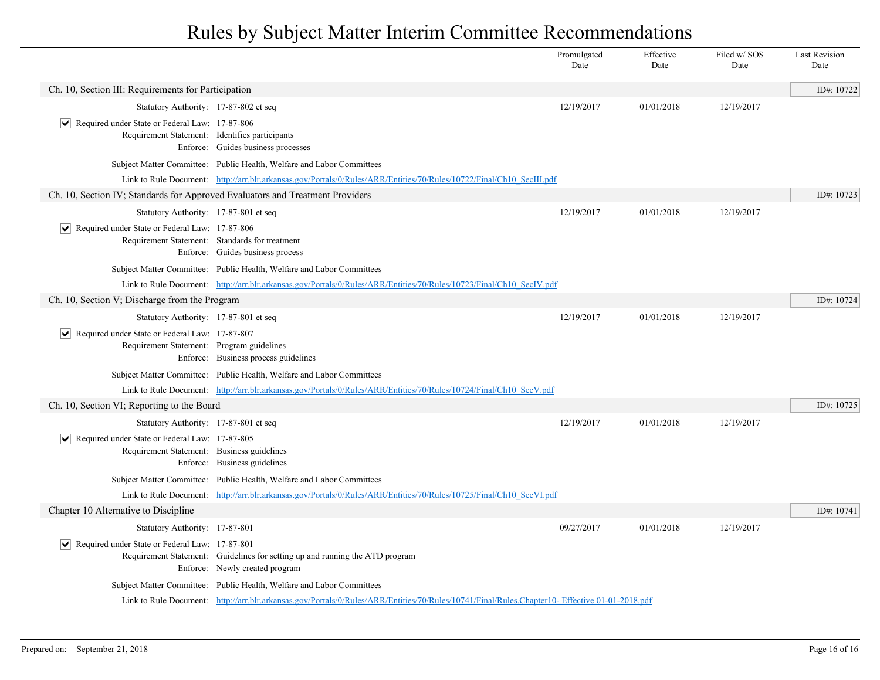# Rules by Subject Matter Interim Committee Recommendations

| | Promulgated Date | Effective Date | Filed w/ SOS Date | Last Revision Date |
|---|---|---|---|---|

## Ch. 10, Section III: Requirements for Participation

ID#: 10722

| | | Promulgated Date | Effective Date | Filed w/ SOS Date | Last Revision Date |
|---|---|---|---|---|---|
| Statutory Authority: | 17-87-802 et seq | 12/19/2017 | 01/01/2018 | 12/19/2017 | |
| ☑ Required under State or Federal Law: | 17-87-806 | | | | |
| Requirement Statement: | Identifies participants | | | | |
| Enforce: | Guides business processes | | | | |
| Subject Matter Committee: | Public Health, Welfare and Labor Committees | | | | |
| Link to Rule Document: | http://arr.blr.arkansas.gov/Portals/0/Rules/ARR/Entities/70/Rules/10722/Final/Ch10_SecIII.pdf | | | | |

## Ch. 10, Section IV; Standards for Approved Evaluators and Treatment Providers

ID#: 10723

| | | Promulgated Date | Effective Date | Filed w/ SOS Date | Last Revision Date |
|---|---|---|---|---|---|
| Statutory Authority: | 17-87-801 et seq | 12/19/2017 | 01/01/2018 | 12/19/2017 | |
| ☑ Required under State or Federal Law: | 17-87-806 | | | | |
| Requirement Statement: | Standards for treatment | | | | |
| Enforce: | Guides business process | | | | |
| Subject Matter Committee: | Public Health, Welfare and Labor Committees | | | | |
| Link to Rule Document: | http://arr.blr.arkansas.gov/Portals/0/Rules/ARR/Entities/70/Rules/10723/Final/Ch10_SecIV.pdf | | | | |

## Ch. 10, Section V; Discharge from the Program

ID#: 10724

| | | Promulgated Date | Effective Date | Filed w/ SOS Date | Last Revision Date |
|---|---|---|---|---|---|
| Statutory Authority: | 17-87-801 et seq | 12/19/2017 | 01/01/2018 | 12/19/2017 | |
| ☑ Required under State or Federal Law: | 17-87-807 | | | | |
| Requirement Statement: | Program guidelines | | | | |
| Enforce: | Business process guidelines | | | | |
| Subject Matter Committee: | Public Health, Welfare and Labor Committees | | | | |
| Link to Rule Document: | http://arr.blr.arkansas.gov/Portals/0/Rules/ARR/Entities/70/Rules/10724/Final/Ch10_SecV.pdf | | | | |

## Ch. 10, Section VI; Reporting to the Board

ID#: 10725

| | | Promulgated Date | Effective Date | Filed w/ SOS Date | Last Revision Date |
|---|---|---|---|---|---|
| Statutory Authority: | 17-87-801 et seq | 12/19/2017 | 01/01/2018 | 12/19/2017 | |
| ☑ Required under State or Federal Law: | 17-87-805 | | | | |
| Requirement Statement: | Business guidelines | | | | |
| Enforce: | Business guidelines | | | | |
| Subject Matter Committee: | Public Health, Welfare and Labor Committees | | | | |
| Link to Rule Document: | http://arr.blr.arkansas.gov/Portals/0/Rules/ARR/Entities/70/Rules/10725/Final/Ch10_SecVI.pdf | | | | |

## Chapter 10 Alternative to Discipline

ID#: 10741

| | | Promulgated Date | Effective Date | Filed w/ SOS Date | Last Revision Date |
|---|---|---|---|---|---|
| Statutory Authority: | 17-87-801 | 09/27/2017 | 01/01/2018 | 12/19/2017 | |
| ☑ Required under State or Federal Law: | 17-87-801 | | | | |
| Requirement Statement: | Guidelines for setting up and running the ATD program | | | | |
| Enforce: | Newly created program | | | | |
| Subject Matter Committee: | Public Health, Welfare and Labor Committees | | | | |
| Link to Rule Document: | http://arr.blr.arkansas.gov/Portals/0/Rules/ARR/Entities/70/Rules/10741/Final/Rules.Chapter10- Effective 01-01-2018.pdf | | | | |

Prepared on: September 21, 2018